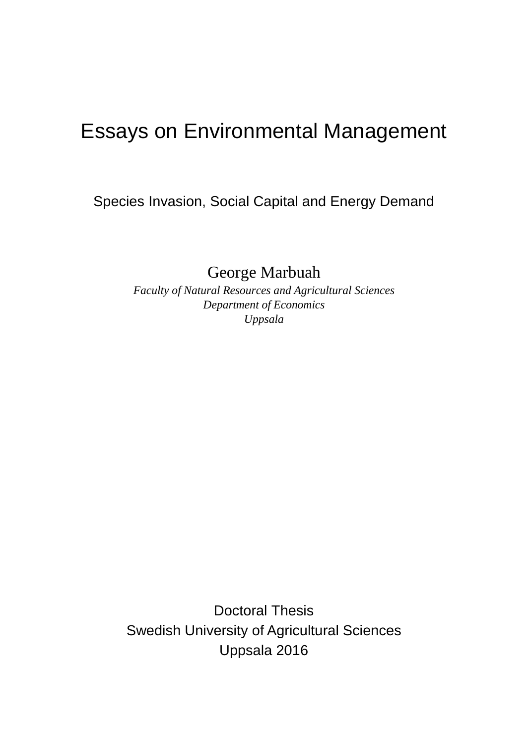# Essays on Environmental Management

## Species Invasion, Social Capital and Energy Demand

George Marbuah

*Faculty of Natural Resources and Agricultural Sciences*
*Department of Economics*
*Uppsala*

Doctoral Thesis
Swedish University of Agricultural Sciences
Uppsala 2016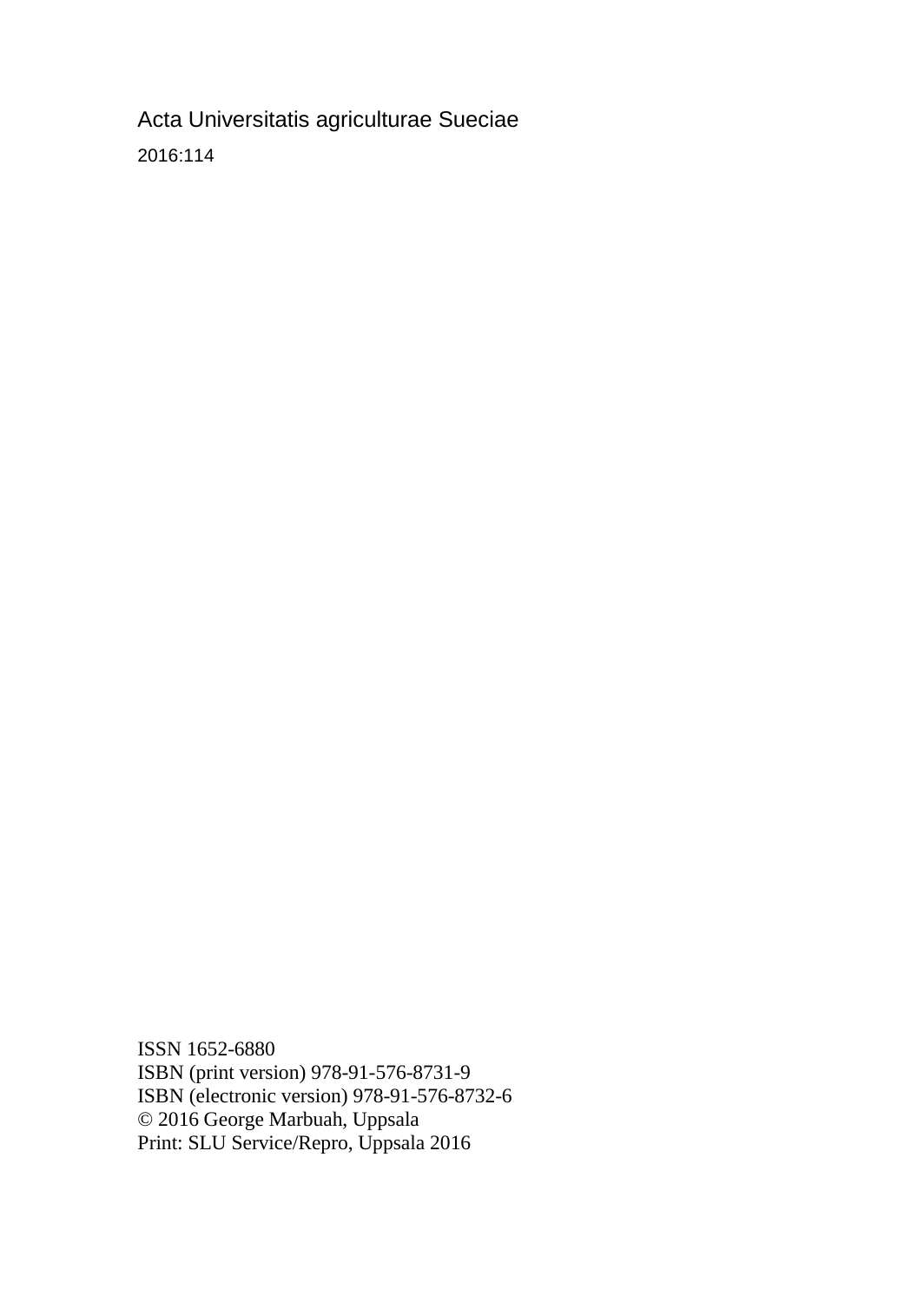Acta Universitatis agriculturae Sueciae

2016:114

ISSN 1652-6880
ISBN (print version) 978-91-576-8731-9
ISBN (electronic version) 978-91-576-8732-6
© 2016 George Marbuah, Uppsala
Print: SLU Service/Repro, Uppsala 2016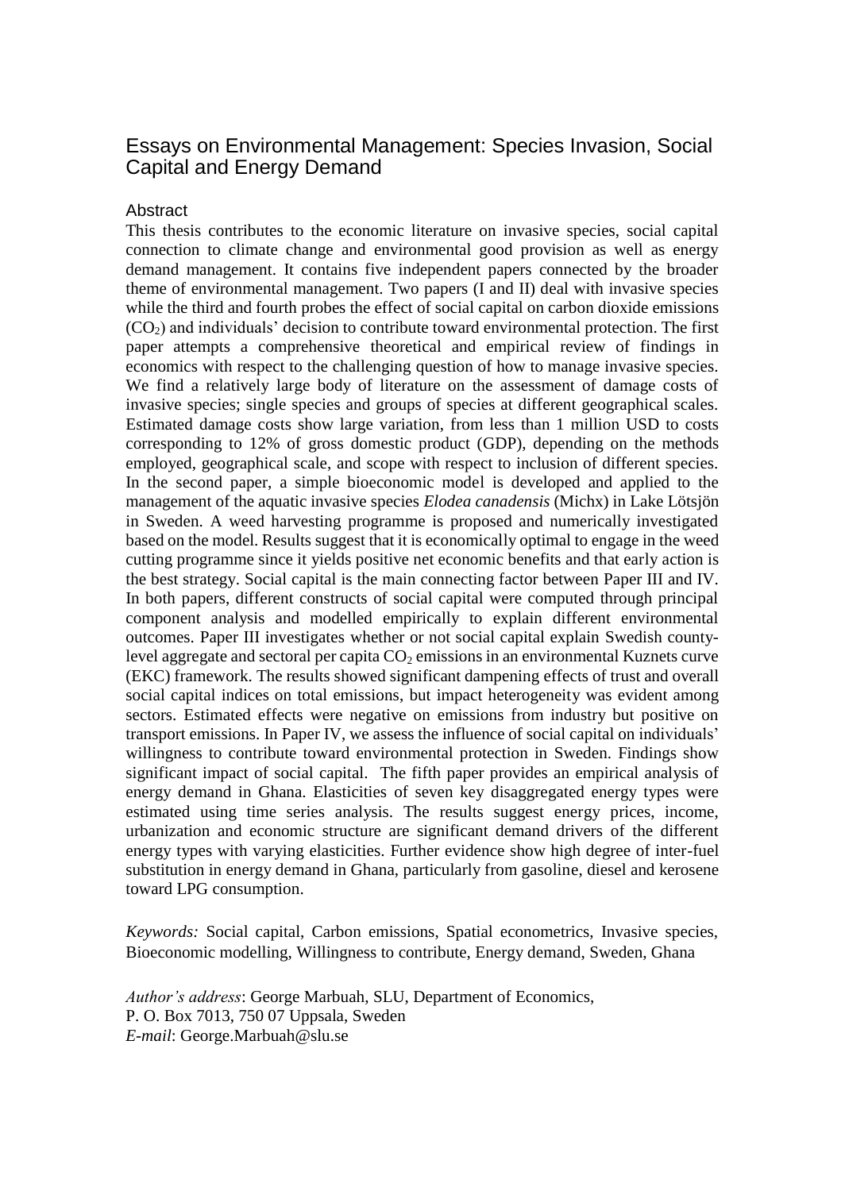# Essays on Environmental Management: Species Invasion, Social Capital and Energy Demand

## Abstract

This thesis contributes to the economic literature on invasive species, social capital connection to climate change and environmental good provision as well as energy demand management. It contains five independent papers connected by the broader theme of environmental management. Two papers (I and II) deal with invasive species while the third and fourth probes the effect of social capital on carbon dioxide emissions ($CO_2$) and individuals' decision to contribute toward environmental protection. The first paper attempts a comprehensive theoretical and empirical review of findings in economics with respect to the challenging question of how to manage invasive species. We find a relatively large body of literature on the assessment of damage costs of invasive species; single species and groups of species at different geographical scales. Estimated damage costs show large variation, from less than 1 million USD to costs corresponding to 12% of gross domestic product (GDP), depending on the methods employed, geographical scale, and scope with respect to inclusion of different species. In the second paper, a simple bioeconomic model is developed and applied to the management of the aquatic invasive species *Elodea canadensis* (Michx) in Lake Lötsjön in Sweden. A weed harvesting programme is proposed and numerically investigated based on the model. Results suggest that it is economically optimal to engage in the weed cutting programme since it yields positive net economic benefits and that early action is the best strategy. Social capital is the main connecting factor between Paper III and IV. In both papers, different constructs of social capital were computed through principal component analysis and modelled empirically to explain different environmental outcomes. Paper III investigates whether or not social capital explain Swedish county-level aggregate and sectoral per capita $CO_2$ emissions in an environmental Kuznets curve (EKC) framework. The results showed significant dampening effects of trust and overall social capital indices on total emissions, but impact heterogeneity was evident among sectors. Estimated effects were negative on emissions from industry but positive on transport emissions. In Paper IV, we assess the influence of social capital on individuals' willingness to contribute toward environmental protection in Sweden. Findings show significant impact of social capital. The fifth paper provides an empirical analysis of energy demand in Ghana. Elasticities of seven key disaggregated energy types were estimated using time series analysis. The results suggest energy prices, income, urbanization and economic structure are significant demand drivers of the different energy types with varying elasticities. Further evidence show high degree of inter-fuel substitution in energy demand in Ghana, particularly from gasoline, diesel and kerosene toward LPG consumption.

*Keywords:* Social capital, Carbon emissions, Spatial econometrics, Invasive species, Bioeconomic modelling, Willingness to contribute, Energy demand, Sweden, Ghana

*Author's address*: George Marbuah, SLU, Department of Economics,
P. O. Box 7013, 750 07 Uppsala, Sweden
*E-mail*: George.Marbuah@slu.se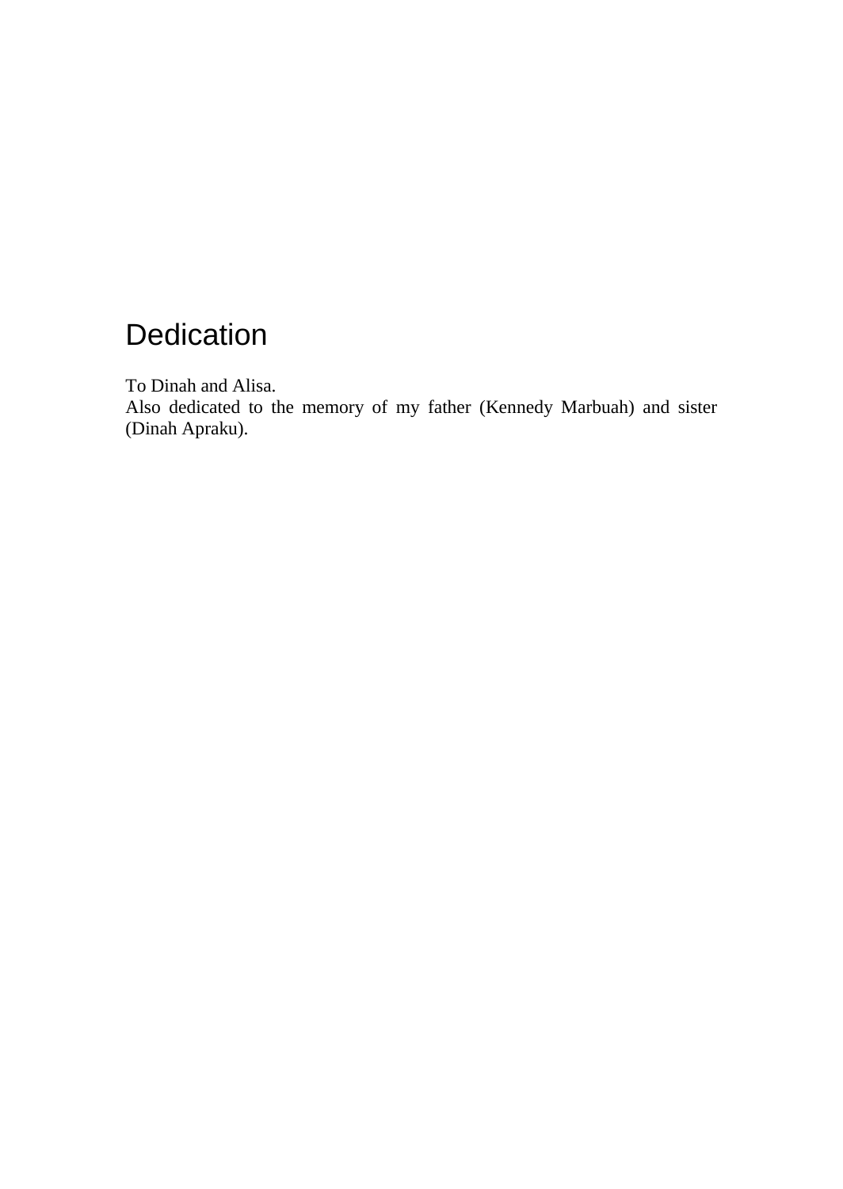# Dedication

To Dinah and Alisa.
Also dedicated to the memory of my father (Kennedy Marbuah) and sister (Dinah Apraku).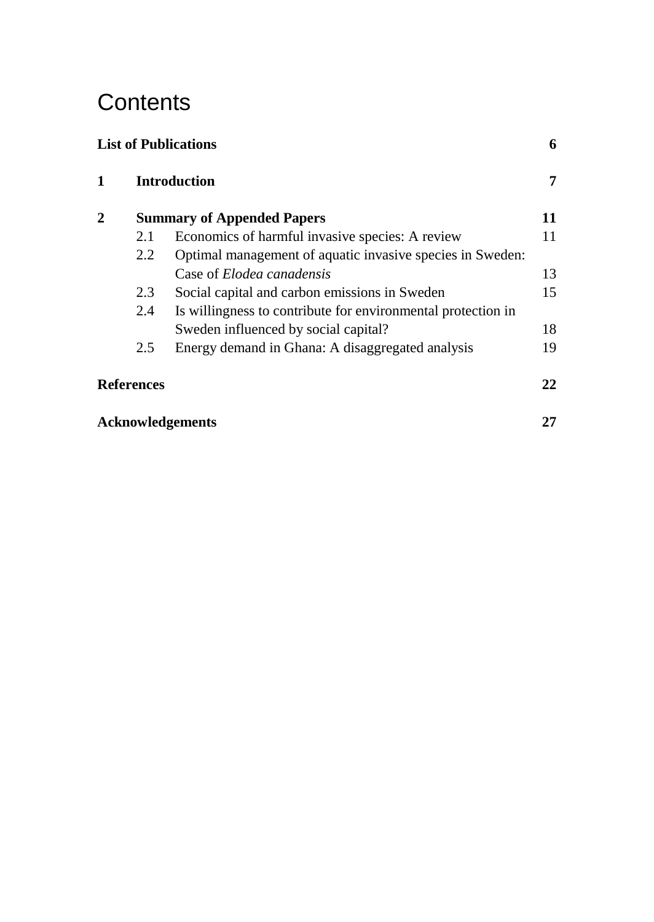# Contents

| | | |
|---|---|---|
| **List of Publications** | | **6** |
| **1** | **Introduction** | **7** |
| **2** | **Summary of Appended Papers** | **11** |
| | 2.1 Economics of harmful invasive species: A review | 11 |
| | 2.2 Optimal management of aquatic invasive species in Sweden: Case of *Elodea canadensis* | 13 |
| | 2.3 Social capital and carbon emissions in Sweden | 15 |
| | 2.4 Is willingness to contribute for environmental protection in Sweden influenced by social capital? | 18 |
| | 2.5 Energy demand in Ghana: A disaggregated analysis | 19 |
| **References** | | **22** |
| **Acknowledgements** | | **27** |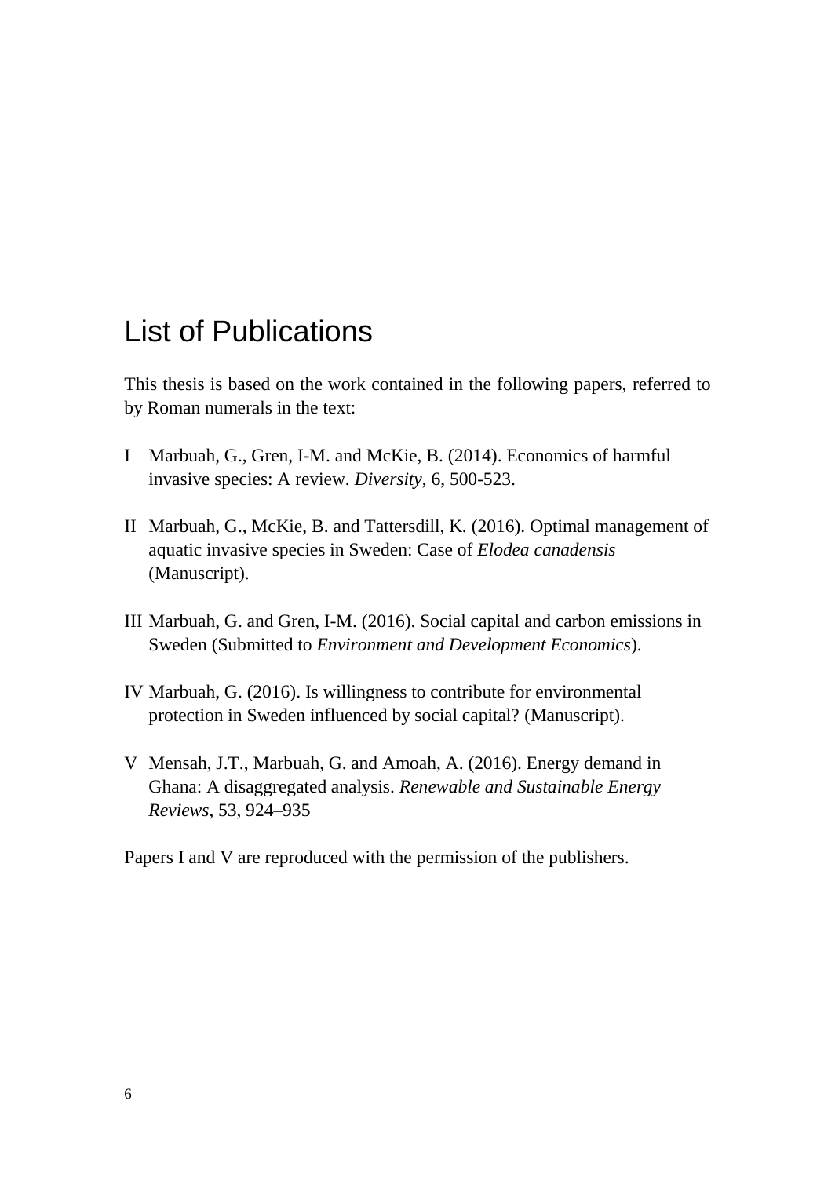# List of Publications

This thesis is based on the work contained in the following papers, referred to by Roman numerals in the text:

I Marbuah, G., Gren, I-M. and McKie, B. (2014). Economics of harmful invasive species: A review. *Diversity*, 6, 500-523.

II Marbuah, G., McKie, B. and Tattersdill, K. (2016). Optimal management of aquatic invasive species in Sweden: Case of *Elodea canadensis* (Manuscript).

III Marbuah, G. and Gren, I-M. (2016). Social capital and carbon emissions in Sweden (Submitted to *Environment and Development Economics*).

IV Marbuah, G. (2016). Is willingness to contribute for environmental protection in Sweden influenced by social capital? (Manuscript).

V Mensah, J.T., Marbuah, G. and Amoah, A. (2016). Energy demand in Ghana: A disaggregated analysis. *Renewable and Sustainable Energy Reviews*, 53, 924–935

Papers I and V are reproduced with the permission of the publishers.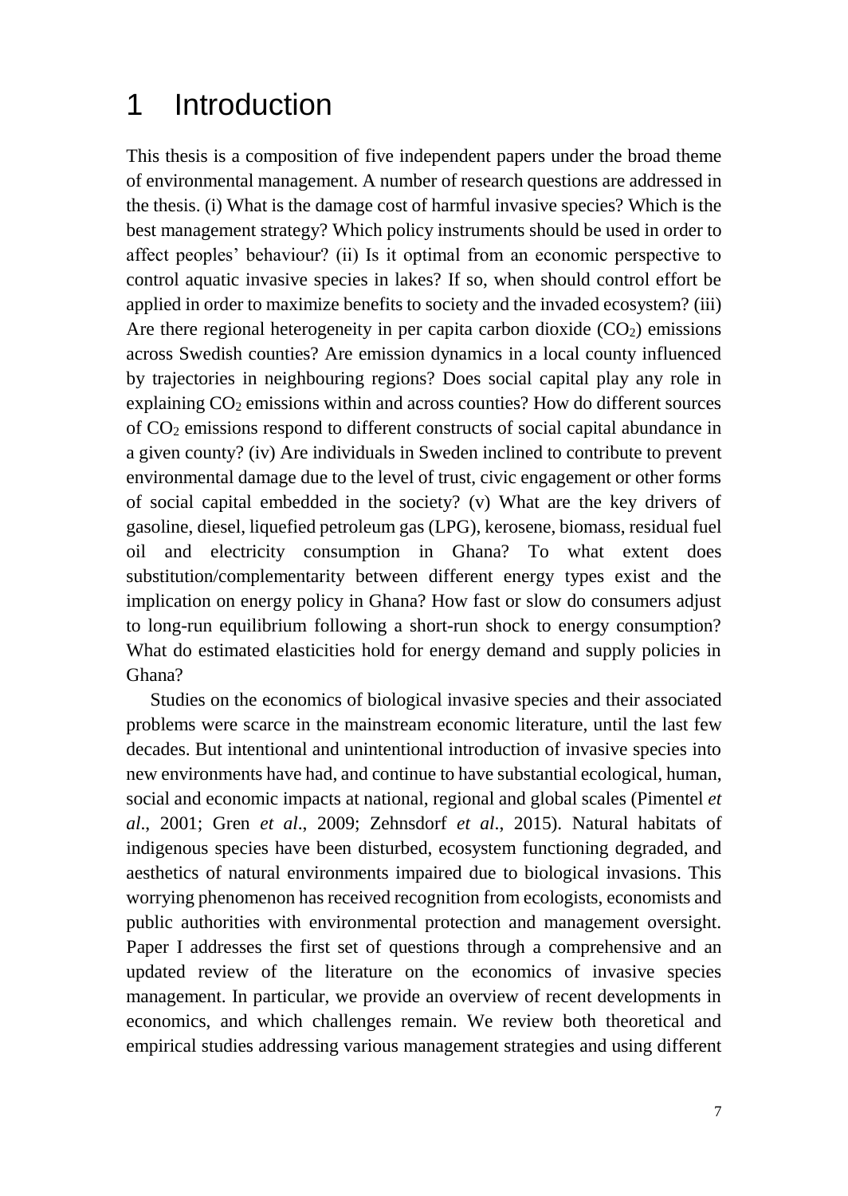# 1 Introduction

This thesis is a composition of five independent papers under the broad theme of environmental management. A number of research questions are addressed in the thesis. (i) What is the damage cost of harmful invasive species? Which is the best management strategy? Which policy instruments should be used in order to affect peoples' behaviour? (ii) Is it optimal from an economic perspective to control aquatic invasive species in lakes? If so, when should control effort be applied in order to maximize benefits to society and the invaded ecosystem? (iii) Are there regional heterogeneity in per capita carbon dioxide ($CO_2$) emissions across Swedish counties? Are emission dynamics in a local county influenced by trajectories in neighbouring regions? Does social capital play any role in explaining $CO_2$ emissions within and across counties? How do different sources of $CO_2$ emissions respond to different constructs of social capital abundance in a given county? (iv) Are individuals in Sweden inclined to contribute to prevent environmental damage due to the level of trust, civic engagement or other forms of social capital embedded in the society? (v) What are the key drivers of gasoline, diesel, liquefied petroleum gas (LPG), kerosene, biomass, residual fuel oil and electricity consumption in Ghana? To what extent does substitution/complementarity between different energy types exist and the implication on energy policy in Ghana? How fast or slow do consumers adjust to long-run equilibrium following a short-run shock to energy consumption? What do estimated elasticities hold for energy demand and supply policies in Ghana?

Studies on the economics of biological invasive species and their associated problems were scarce in the mainstream economic literature, until the last few decades. But intentional and unintentional introduction of invasive species into new environments have had, and continue to have substantial ecological, human, social and economic impacts at national, regional and global scales (Pimentel *et al*., 2001; Gren *et al*., 2009; Zehnsdorf *et al*., 2015). Natural habitats of indigenous species have been disturbed, ecosystem functioning degraded, and aesthetics of natural environments impaired due to biological invasions. This worrying phenomenon has received recognition from ecologists, economists and public authorities with environmental protection and management oversight. Paper I addresses the first set of questions through a comprehensive and an updated review of the literature on the economics of invasive species management. In particular, we provide an overview of recent developments in economics, and which challenges remain. We review both theoretical and empirical studies addressing various management strategies and using different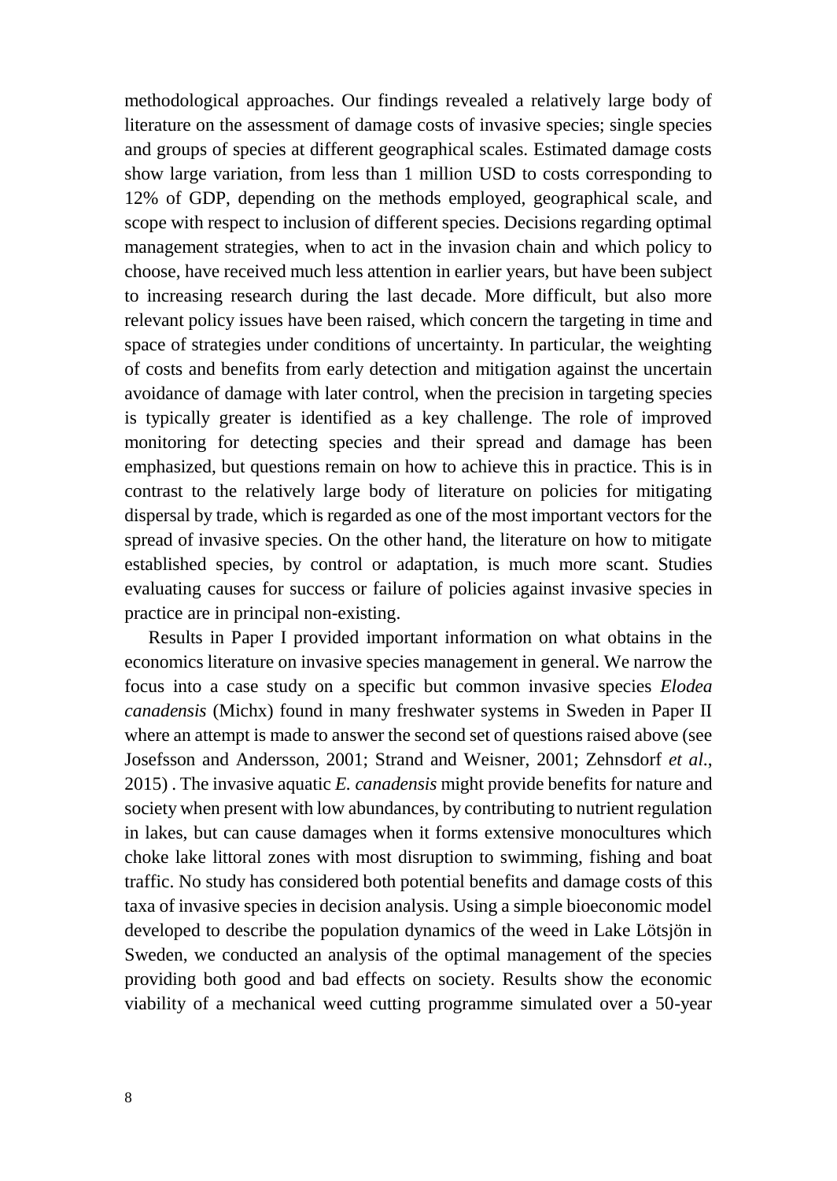methodological approaches. Our findings revealed a relatively large body of literature on the assessment of damage costs of invasive species; single species and groups of species at different geographical scales. Estimated damage costs show large variation, from less than 1 million USD to costs corresponding to 12% of GDP, depending on the methods employed, geographical scale, and scope with respect to inclusion of different species. Decisions regarding optimal management strategies, when to act in the invasion chain and which policy to choose, have received much less attention in earlier years, but have been subject to increasing research during the last decade. More difficult, but also more relevant policy issues have been raised, which concern the targeting in time and space of strategies under conditions of uncertainty. In particular, the weighting of costs and benefits from early detection and mitigation against the uncertain avoidance of damage with later control, when the precision in targeting species is typically greater is identified as a key challenge. The role of improved monitoring for detecting species and their spread and damage has been emphasized, but questions remain on how to achieve this in practice. This is in contrast to the relatively large body of literature on policies for mitigating dispersal by trade, which is regarded as one of the most important vectors for the spread of invasive species. On the other hand, the literature on how to mitigate established species, by control or adaptation, is much more scant. Studies evaluating causes for success or failure of policies against invasive species in practice are in principal non-existing.

Results in Paper I provided important information on what obtains in the economics literature on invasive species management in general. We narrow the focus into a case study on a specific but common invasive species *Elodea canadensis* (Michx) found in many freshwater systems in Sweden in Paper II where an attempt is made to answer the second set of questions raised above (see Josefsson and Andersson, 2001; Strand and Weisner, 2001; Zehnsdorf *et al.*, 2015) . The invasive aquatic *E. canadensis* might provide benefits for nature and society when present with low abundances, by contributing to nutrient regulation in lakes, but can cause damages when it forms extensive monocultures which choke lake littoral zones with most disruption to swimming, fishing and boat traffic. No study has considered both potential benefits and damage costs of this taxa of invasive species in decision analysis. Using a simple bioeconomic model developed to describe the population dynamics of the weed in Lake Lötsjön in Sweden, we conducted an analysis of the optimal management of the species providing both good and bad effects on society. Results show the economic viability of a mechanical weed cutting programme simulated over a 50-year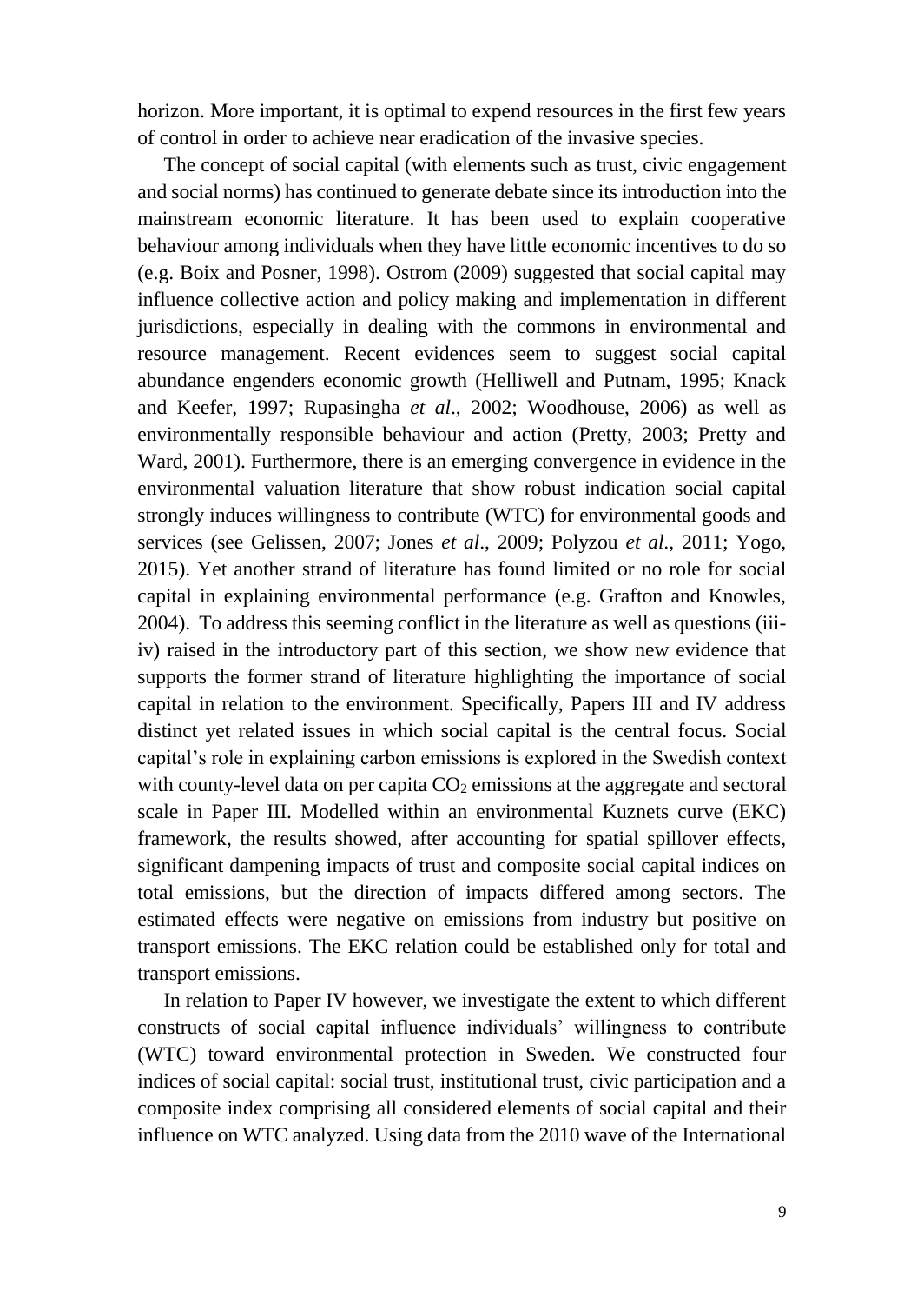horizon. More important, it is optimal to expend resources in the first few years of control in order to achieve near eradication of the invasive species.

The concept of social capital (with elements such as trust, civic engagement and social norms) has continued to generate debate since its introduction into the mainstream economic literature. It has been used to explain cooperative behaviour among individuals when they have little economic incentives to do so (e.g. Boix and Posner, 1998). Ostrom (2009) suggested that social capital may influence collective action and policy making and implementation in different jurisdictions, especially in dealing with the commons in environmental and resource management. Recent evidences seem to suggest social capital abundance engenders economic growth (Helliwell and Putnam, 1995; Knack and Keefer, 1997; Rupasingha *et al*., 2002; Woodhouse, 2006) as well as environmentally responsible behaviour and action (Pretty, 2003; Pretty and Ward, 2001). Furthermore, there is an emerging convergence in evidence in the environmental valuation literature that show robust indication social capital strongly induces willingness to contribute (WTC) for environmental goods and services (see Gelissen, 2007; Jones *et al*., 2009; Polyzou *et al*., 2011; Yogo, 2015). Yet another strand of literature has found limited or no role for social capital in explaining environmental performance (e.g. Grafton and Knowles, 2004). To address this seeming conflict in the literature as well as questions (iii-iv) raised in the introductory part of this section, we show new evidence that supports the former strand of literature highlighting the importance of social capital in relation to the environment. Specifically, Papers III and IV address distinct yet related issues in which social capital is the central focus. Social capital's role in explaining carbon emissions is explored in the Swedish context with county-level data on per capita $CO_2$ emissions at the aggregate and sectoral scale in Paper III. Modelled within an environmental Kuznets curve (EKC) framework, the results showed, after accounting for spatial spillover effects, significant dampening impacts of trust and composite social capital indices on total emissions, but the direction of impacts differed among sectors. The estimated effects were negative on emissions from industry but positive on transport emissions. The EKC relation could be established only for total and transport emissions.

In relation to Paper IV however, we investigate the extent to which different constructs of social capital influence individuals' willingness to contribute (WTC) toward environmental protection in Sweden. We constructed four indices of social capital: social trust, institutional trust, civic participation and a composite index comprising all considered elements of social capital and their influence on WTC analyzed. Using data from the 2010 wave of the International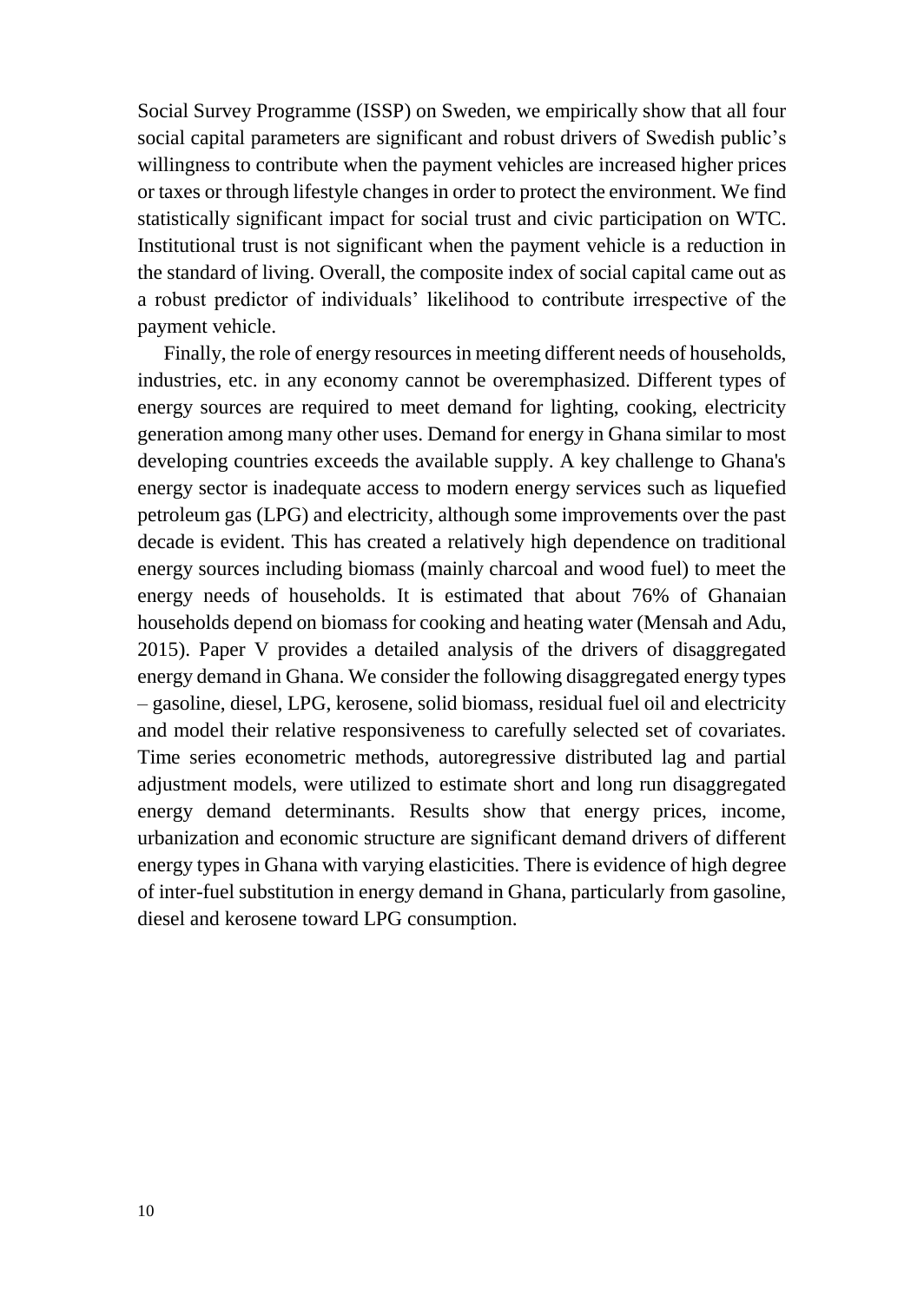Social Survey Programme (ISSP) on Sweden, we empirically show that all four social capital parameters are significant and robust drivers of Swedish public's willingness to contribute when the payment vehicles are increased higher prices or taxes or through lifestyle changes in order to protect the environment. We find statistically significant impact for social trust and civic participation on WTC. Institutional trust is not significant when the payment vehicle is a reduction in the standard of living. Overall, the composite index of social capital came out as a robust predictor of individuals' likelihood to contribute irrespective of the payment vehicle.

Finally, the role of energy resources in meeting different needs of households, industries, etc. in any economy cannot be overemphasized. Different types of energy sources are required to meet demand for lighting, cooking, electricity generation among many other uses. Demand for energy in Ghana similar to most developing countries exceeds the available supply. A key challenge to Ghana's energy sector is inadequate access to modern energy services such as liquefied petroleum gas (LPG) and electricity, although some improvements over the past decade is evident. This has created a relatively high dependence on traditional energy sources including biomass (mainly charcoal and wood fuel) to meet the energy needs of households. It is estimated that about 76% of Ghanaian households depend on biomass for cooking and heating water (Mensah and Adu, 2015). Paper V provides a detailed analysis of the drivers of disaggregated energy demand in Ghana. We consider the following disaggregated energy types – gasoline, diesel, LPG, kerosene, solid biomass, residual fuel oil and electricity and model their relative responsiveness to carefully selected set of covariates. Time series econometric methods, autoregressive distributed lag and partial adjustment models, were utilized to estimate short and long run disaggregated energy demand determinants. Results show that energy prices, income, urbanization and economic structure are significant demand drivers of different energy types in Ghana with varying elasticities. There is evidence of high degree of inter-fuel substitution in energy demand in Ghana, particularly from gasoline, diesel and kerosene toward LPG consumption.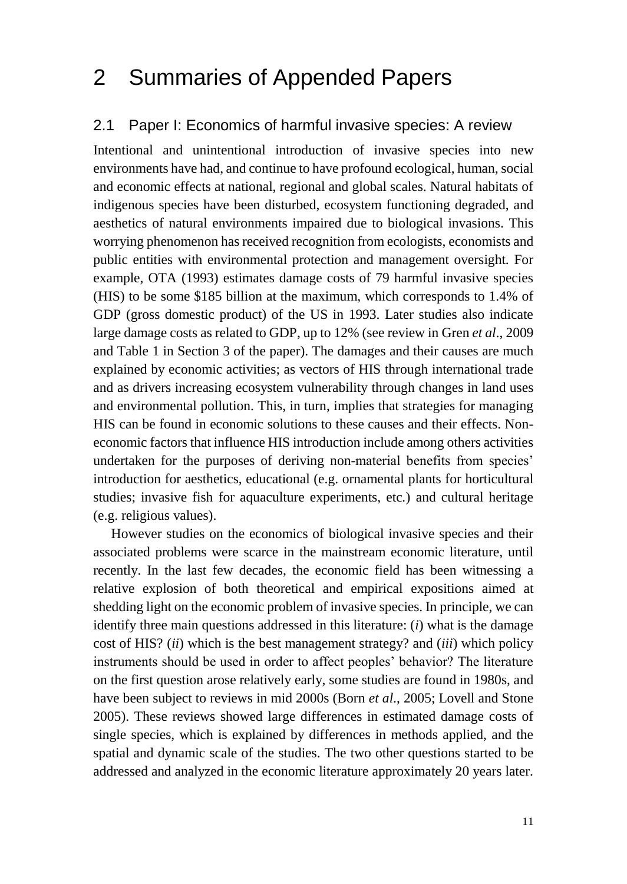# 2 Summaries of Appended Papers

## 2.1 Paper I: Economics of harmful invasive species: A review

Intentional and unintentional introduction of invasive species into new environments have had, and continue to have profound ecological, human, social and economic effects at national, regional and global scales. Natural habitats of indigenous species have been disturbed, ecosystem functioning degraded, and aesthetics of natural environments impaired due to biological invasions. This worrying phenomenon has received recognition from ecologists, economists and public entities with environmental protection and management oversight. For example, OTA (1993) estimates damage costs of 79 harmful invasive species (HIS) to be some $185 billion at the maximum, which corresponds to 1.4% of GDP (gross domestic product) of the US in 1993. Later studies also indicate large damage costs as related to GDP, up to 12% (see review in Gren *et al*., 2009 and Table 1 in Section 3 of the paper). The damages and their causes are much explained by economic activities; as vectors of HIS through international trade and as drivers increasing ecosystem vulnerability through changes in land uses and environmental pollution. This, in turn, implies that strategies for managing HIS can be found in economic solutions to these causes and their effects. Non-economic factors that influence HIS introduction include among others activities undertaken for the purposes of deriving non-material benefits from species' introduction for aesthetics, educational (e.g. ornamental plants for horticultural studies; invasive fish for aquaculture experiments, etc.) and cultural heritage (e.g. religious values).

However studies on the economics of biological invasive species and their associated problems were scarce in the mainstream economic literature, until recently. In the last few decades, the economic field has been witnessing a relative explosion of both theoretical and empirical expositions aimed at shedding light on the economic problem of invasive species. In principle, we can identify three main questions addressed in this literature: (*i*) what is the damage cost of HIS? (*ii*) which is the best management strategy? and (*iii*) which policy instruments should be used in order to affect peoples' behavior? The literature on the first question arose relatively early, some studies are found in 1980s, and have been subject to reviews in mid 2000s (Born *et al*., 2005; Lovell and Stone 2005). These reviews showed large differences in estimated damage costs of single species, which is explained by differences in methods applied, and the spatial and dynamic scale of the studies. The two other questions started to be addressed and analyzed in the economic literature approximately 20 years later.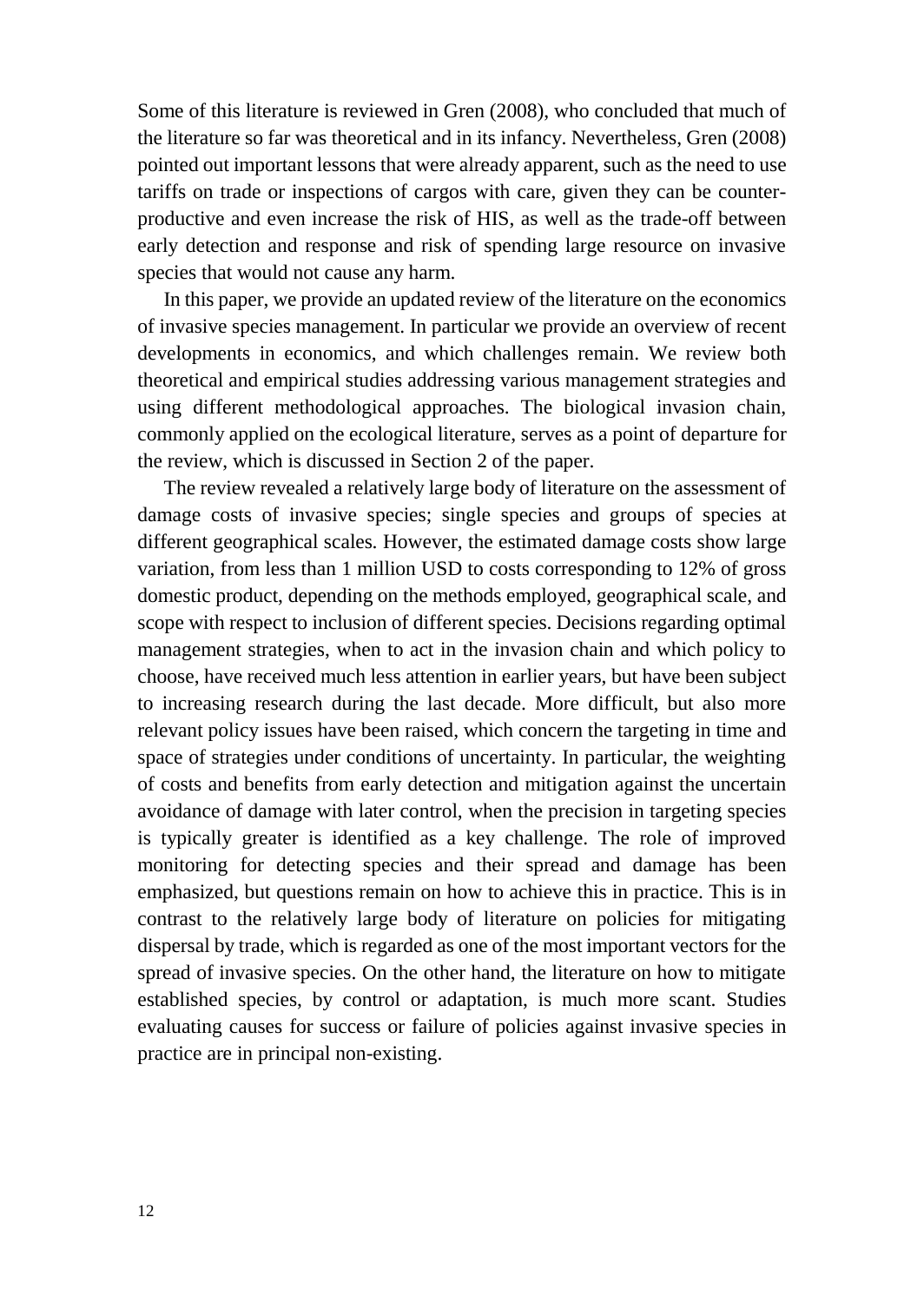Some of this literature is reviewed in Gren (2008), who concluded that much of the literature so far was theoretical and in its infancy. Nevertheless, Gren (2008) pointed out important lessons that were already apparent, such as the need to use tariffs on trade or inspections of cargos with care, given they can be counter-productive and even increase the risk of HIS, as well as the trade-off between early detection and response and risk of spending large resource on invasive species that would not cause any harm.

In this paper, we provide an updated review of the literature on the economics of invasive species management. In particular we provide an overview of recent developments in economics, and which challenges remain. We review both theoretical and empirical studies addressing various management strategies and using different methodological approaches. The biological invasion chain, commonly applied on the ecological literature, serves as a point of departure for the review, which is discussed in Section 2 of the paper.

The review revealed a relatively large body of literature on the assessment of damage costs of invasive species; single species and groups of species at different geographical scales. However, the estimated damage costs show large variation, from less than 1 million USD to costs corresponding to 12% of gross domestic product, depending on the methods employed, geographical scale, and scope with respect to inclusion of different species. Decisions regarding optimal management strategies, when to act in the invasion chain and which policy to choose, have received much less attention in earlier years, but have been subject to increasing research during the last decade. More difficult, but also more relevant policy issues have been raised, which concern the targeting in time and space of strategies under conditions of uncertainty. In particular, the weighting of costs and benefits from early detection and mitigation against the uncertain avoidance of damage with later control, when the precision in targeting species is typically greater is identified as a key challenge. The role of improved monitoring for detecting species and their spread and damage has been emphasized, but questions remain on how to achieve this in practice. This is in contrast to the relatively large body of literature on policies for mitigating dispersal by trade, which is regarded as one of the most important vectors for the spread of invasive species. On the other hand, the literature on how to mitigate established species, by control or adaptation, is much more scant. Studies evaluating causes for success or failure of policies against invasive species in practice are in principal non-existing.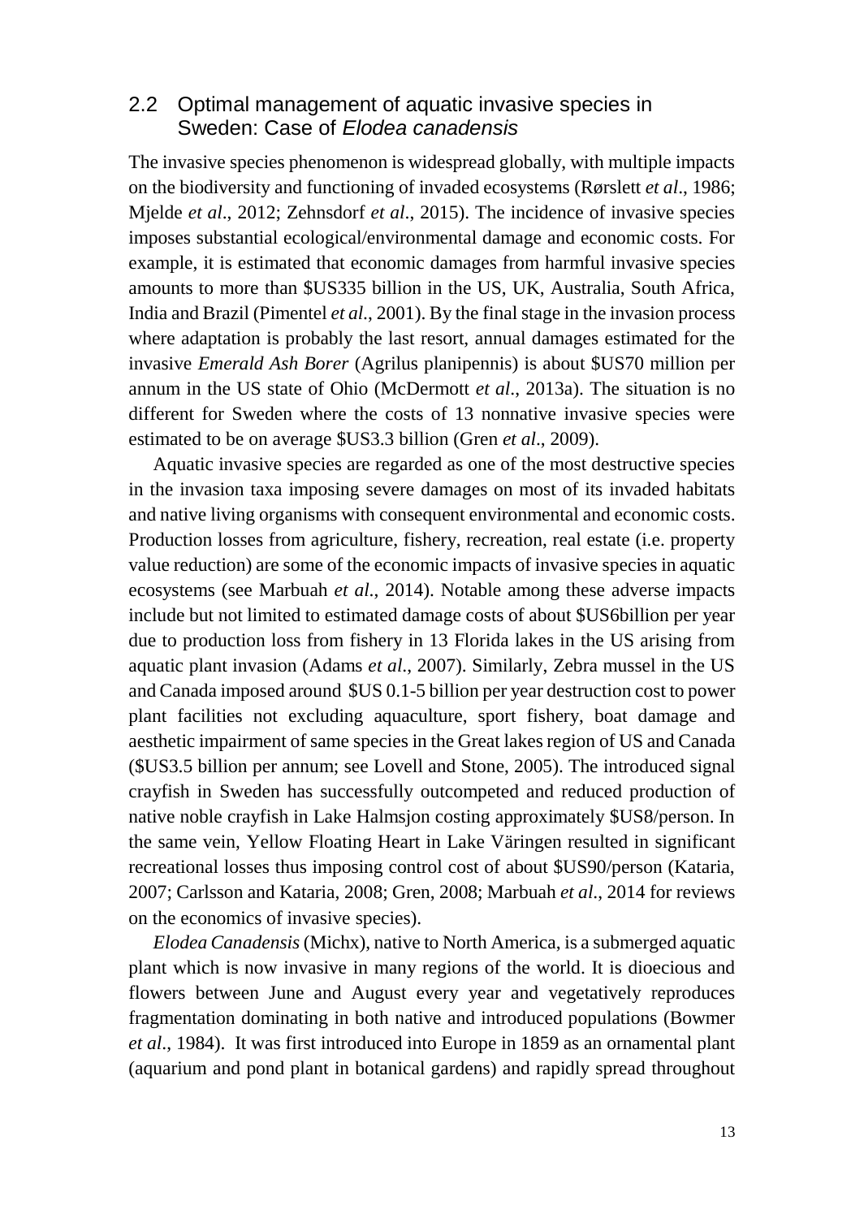## 2.2 Optimal management of aquatic invasive species in Sweden: Case of *Elodea canadensis*

The invasive species phenomenon is widespread globally, with multiple impacts on the biodiversity and functioning of invaded ecosystems (Rørslett *et al*., 1986; Mjelde *et al*., 2012; Zehnsdorf *et al*., 2015). The incidence of invasive species imposes substantial ecological/environmental damage and economic costs. For example, it is estimated that economic damages from harmful invasive species amounts to more than $US335 billion in the US, UK, Australia, South Africa, India and Brazil (Pimentel *et al*., 2001). By the final stage in the invasion process where adaptation is probably the last resort, annual damages estimated for the invasive *Emerald Ash Borer* (Agrilus planipennis) is about $US70 million per annum in the US state of Ohio (McDermott *et al*., 2013a). The situation is no different for Sweden where the costs of 13 nonnative invasive species were estimated to be on average $US3.3 billion (Gren *et al*., 2009).

Aquatic invasive species are regarded as one of the most destructive species in the invasion taxa imposing severe damages on most of its invaded habitats and native living organisms with consequent environmental and economic costs. Production losses from agriculture, fishery, recreation, real estate (i.e. property value reduction) are some of the economic impacts of invasive species in aquatic ecosystems (see Marbuah *et al*., 2014). Notable among these adverse impacts include but not limited to estimated damage costs of about $US6billion per year due to production loss from fishery in 13 Florida lakes in the US arising from aquatic plant invasion (Adams *et al*., 2007). Similarly, Zebra mussel in the US and Canada imposed around $US 0.1-5 billion per year destruction cost to power plant facilities not excluding aquaculture, sport fishery, boat damage and aesthetic impairment of same species in the Great lakes region of US and Canada ($US3.5 billion per annum; see Lovell and Stone, 2005). The introduced signal crayfish in Sweden has successfully outcompeted and reduced production of native noble crayfish in Lake Halmsjon costing approximately $US8/person. In the same vein, Yellow Floating Heart in Lake Väringen resulted in significant recreational losses thus imposing control cost of about $US90/person (Kataria, 2007; Carlsson and Kataria, 2008; Gren, 2008; Marbuah *et al*., 2014 for reviews on the economics of invasive species).

*Elodea Canadensis* (Michx), native to North America, is a submerged aquatic plant which is now invasive in many regions of the world. It is dioecious and flowers between June and August every year and vegetatively reproduces fragmentation dominating in both native and introduced populations (Bowmer *et al*., 1984). It was first introduced into Europe in 1859 as an ornamental plant (aquarium and pond plant in botanical gardens) and rapidly spread throughout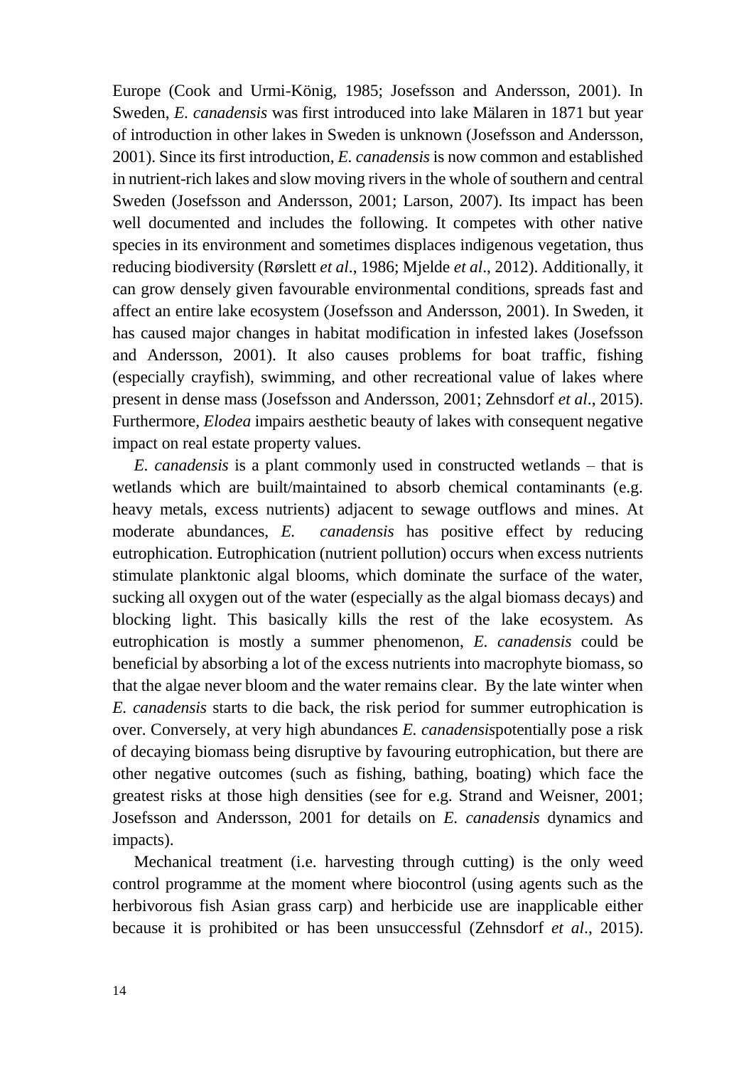Europe (Cook and Urmi-König, 1985; Josefsson and Andersson, 2001). In Sweden, *E. canadensis* was first introduced into lake Mälaren in 1871 but year of introduction in other lakes in Sweden is unknown (Josefsson and Andersson, 2001). Since its first introduction, *E. canadensis* is now common and established in nutrient-rich lakes and slow moving rivers in the whole of southern and central Sweden (Josefsson and Andersson, 2001; Larson, 2007). Its impact has been well documented and includes the following. It competes with other native species in its environment and sometimes displaces indigenous vegetation, thus reducing biodiversity (Rørslett *et al*., 1986; Mjelde *et al*., 2012). Additionally, it can grow densely given favourable environmental conditions, spreads fast and affect an entire lake ecosystem (Josefsson and Andersson, 2001). In Sweden, it has caused major changes in habitat modification in infested lakes (Josefsson and Andersson, 2001). It also causes problems for boat traffic, fishing (especially crayfish), swimming, and other recreational value of lakes where present in dense mass (Josefsson and Andersson, 2001; Zehnsdorf *et al*., 2015). Furthermore, *Elodea* impairs aesthetic beauty of lakes with consequent negative impact on real estate property values.

*E. canadensis* is a plant commonly used in constructed wetlands – that is wetlands which are built/maintained to absorb chemical contaminants (e.g. heavy metals, excess nutrients) adjacent to sewage outflows and mines. At moderate abundances, *E. canadensis* has positive effect by reducing eutrophication. Eutrophication (nutrient pollution) occurs when excess nutrients stimulate planktonic algal blooms, which dominate the surface of the water, sucking all oxygen out of the water (especially as the algal biomass decays) and blocking light. This basically kills the rest of the lake ecosystem. As eutrophication is mostly a summer phenomenon, *E. canadensis* could be beneficial by absorbing a lot of the excess nutrients into macrophyte biomass, so that the algae never bloom and the water remains clear. By the late winter when *E. canadensis* starts to die back, the risk period for summer eutrophication is over. Conversely, at very high abundances *E. canadensis*potentially pose a risk of decaying biomass being disruptive by favouring eutrophication, but there are other negative outcomes (such as fishing, bathing, boating) which face the greatest risks at those high densities (see for e.g. Strand and Weisner, 2001; Josefsson and Andersson, 2001 for details on *E. canadensis* dynamics and impacts).

Mechanical treatment (i.e. harvesting through cutting) is the only weed control programme at the moment where biocontrol (using agents such as the herbivorous fish Asian grass carp) and herbicide use are inapplicable either because it is prohibited or has been unsuccessful (Zehnsdorf *et al*., 2015).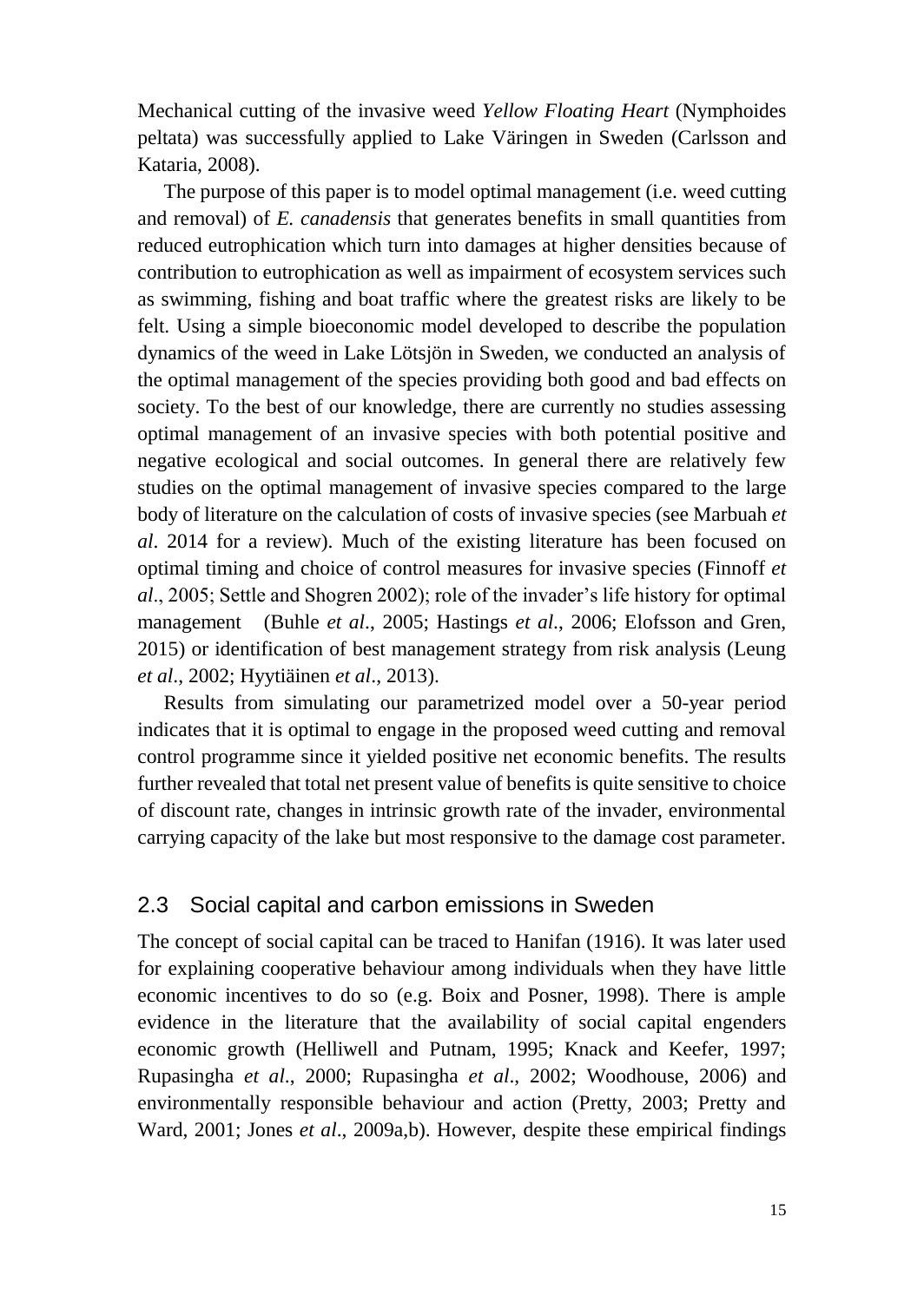Mechanical cutting of the invasive weed *Yellow Floating Heart* (Nymphoides peltata) was successfully applied to Lake Väringen in Sweden (Carlsson and Kataria, 2008).

The purpose of this paper is to model optimal management (i.e. weed cutting and removal) of *E. canadensis* that generates benefits in small quantities from reduced eutrophication which turn into damages at higher densities because of contribution to eutrophication as well as impairment of ecosystem services such as swimming, fishing and boat traffic where the greatest risks are likely to be felt. Using a simple bioeconomic model developed to describe the population dynamics of the weed in Lake Lötsjön in Sweden, we conducted an analysis of the optimal management of the species providing both good and bad effects on society. To the best of our knowledge, there are currently no studies assessing optimal management of an invasive species with both potential positive and negative ecological and social outcomes. In general there are relatively few studies on the optimal management of invasive species compared to the large body of literature on the calculation of costs of invasive species (see Marbuah *et al*. 2014 for a review). Much of the existing literature has been focused on optimal timing and choice of control measures for invasive species (Finnoff *et al*., 2005; Settle and Shogren 2002); role of the invader's life history for optimal management (Buhle *et al*., 2005; Hastings *et al*., 2006; Elofsson and Gren, 2015) or identification of best management strategy from risk analysis (Leung *et al*., 2002; Hyytiäinen *et al*., 2013).

Results from simulating our parametrized model over a 50-year period indicates that it is optimal to engage in the proposed weed cutting and removal control programme since it yielded positive net economic benefits. The results further revealed that total net present value of benefits is quite sensitive to choice of discount rate, changes in intrinsic growth rate of the invader, environmental carrying capacity of the lake but most responsive to the damage cost parameter.

## 2.3 Social capital and carbon emissions in Sweden

The concept of social capital can be traced to Hanifan (1916). It was later used for explaining cooperative behaviour among individuals when they have little economic incentives to do so (e.g. Boix and Posner, 1998). There is ample evidence in the literature that the availability of social capital engenders economic growth (Helliwell and Putnam, 1995; Knack and Keefer, 1997; Rupasingha *et al*., 2000; Rupasingha *et al*., 2002; Woodhouse, 2006) and environmentally responsible behaviour and action (Pretty, 2003; Pretty and Ward, 2001; Jones *et al*., 2009a,b). However, despite these empirical findings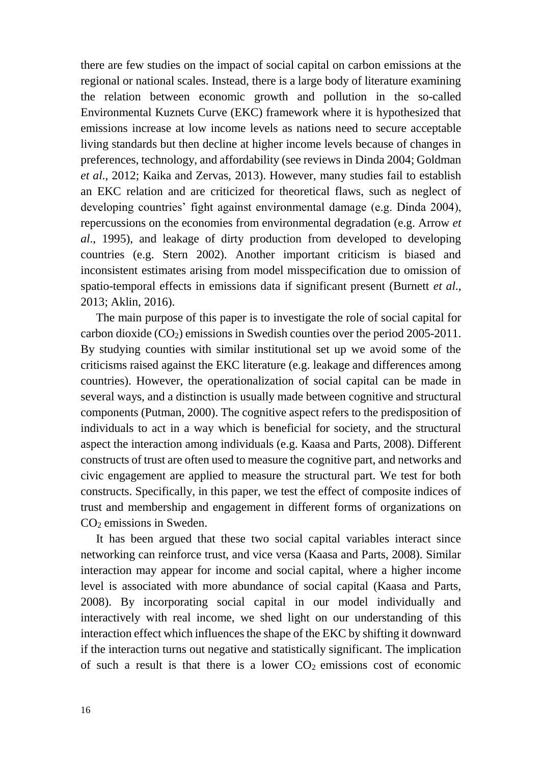there are few studies on the impact of social capital on carbon emissions at the regional or national scales. Instead, there is a large body of literature examining the relation between economic growth and pollution in the so-called Environmental Kuznets Curve (EKC) framework where it is hypothesized that emissions increase at low income levels as nations need to secure acceptable living standards but then decline at higher income levels because of changes in preferences, technology, and affordability (see reviews in Dinda 2004; Goldman *et al*., 2012; Kaika and Zervas, 2013). However, many studies fail to establish an EKC relation and are criticized for theoretical flaws, such as neglect of developing countries' fight against environmental damage (e.g. Dinda 2004), repercussions on the economies from environmental degradation (e.g. Arrow *et al*., 1995), and leakage of dirty production from developed to developing countries (e.g. Stern 2002). Another important criticism is biased and inconsistent estimates arising from model misspecification due to omission of spatio-temporal effects in emissions data if significant present (Burnett *et al*., 2013; Aklin, 2016).

The main purpose of this paper is to investigate the role of social capital for carbon dioxide ($CO_2$) emissions in Swedish counties over the period 2005-2011. By studying counties with similar institutional set up we avoid some of the criticisms raised against the EKC literature (e.g. leakage and differences among countries). However, the operationalization of social capital can be made in several ways, and a distinction is usually made between cognitive and structural components (Putman, 2000). The cognitive aspect refers to the predisposition of individuals to act in a way which is beneficial for society, and the structural aspect the interaction among individuals (e.g. Kaasa and Parts, 2008). Different constructs of trust are often used to measure the cognitive part, and networks and civic engagement are applied to measure the structural part. We test for both constructs. Specifically, in this paper, we test the effect of composite indices of trust and membership and engagement in different forms of organizations on $CO_2$ emissions in Sweden.

It has been argued that these two social capital variables interact since networking can reinforce trust, and vice versa (Kaasa and Parts, 2008). Similar interaction may appear for income and social capital, where a higher income level is associated with more abundance of social capital (Kaasa and Parts, 2008). By incorporating social capital in our model individually and interactively with real income, we shed light on our understanding of this interaction effect which influences the shape of the EKC by shifting it downward if the interaction turns out negative and statistically significant. The implication of such a result is that there is a lower $CO_2$ emissions cost of economic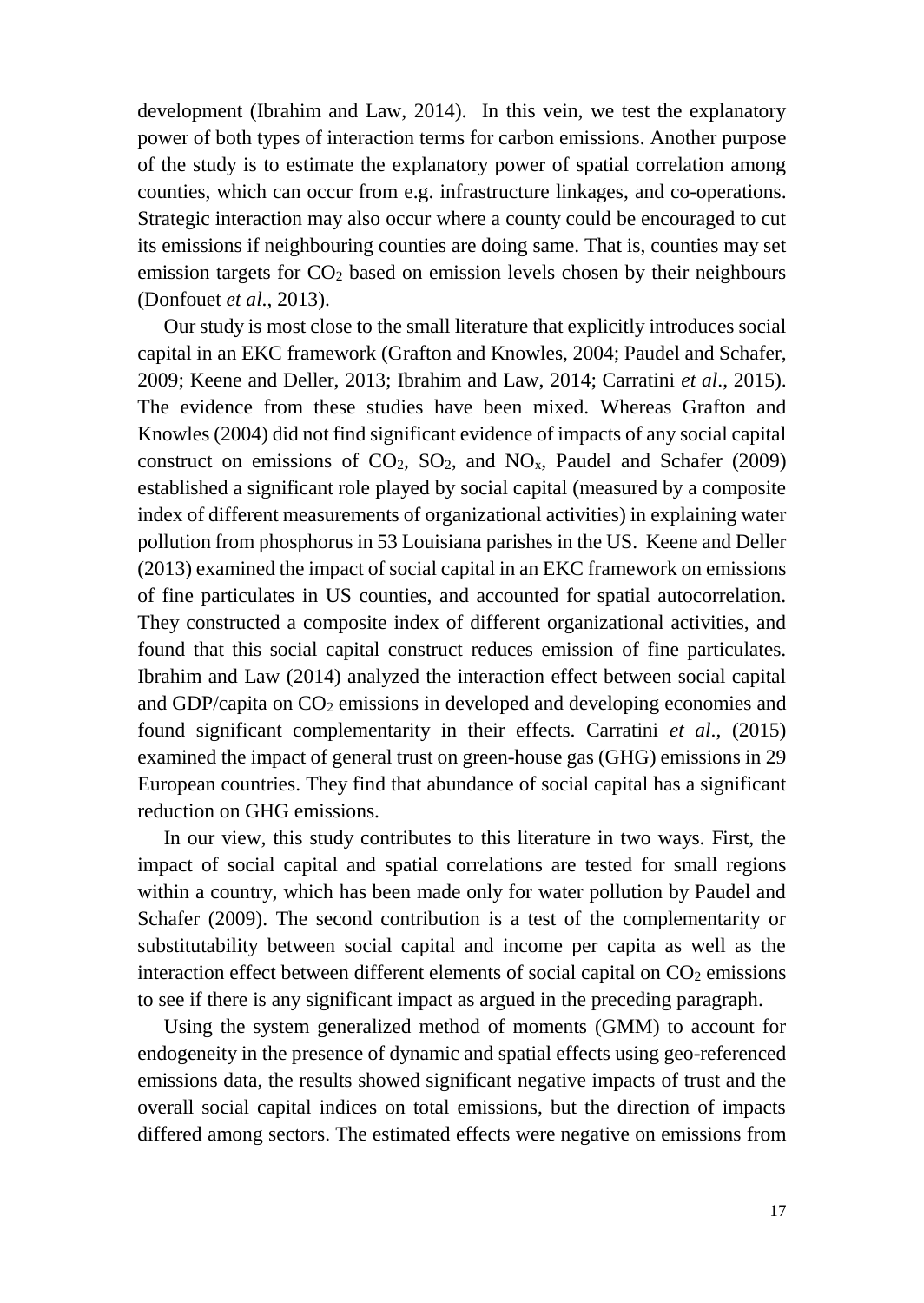development (Ibrahim and Law, 2014). In this vein, we test the explanatory power of both types of interaction terms for carbon emissions. Another purpose of the study is to estimate the explanatory power of spatial correlation among counties, which can occur from e.g. infrastructure linkages, and co-operations. Strategic interaction may also occur where a county could be encouraged to cut its emissions if neighbouring counties are doing same. That is, counties may set emission targets for $CO_2$ based on emission levels chosen by their neighbours (Donfouet *et al*., 2013).

Our study is most close to the small literature that explicitly introduces social capital in an EKC framework (Grafton and Knowles, 2004; Paudel and Schafer, 2009; Keene and Deller, 2013; Ibrahim and Law, 2014; Carratini *et al*., 2015). The evidence from these studies have been mixed. Whereas Grafton and Knowles (2004) did not find significant evidence of impacts of any social capital construct on emissions of $CO_2$, $SO_2$, and $NO_x$, Paudel and Schafer (2009) established a significant role played by social capital (measured by a composite index of different measurements of organizational activities) in explaining water pollution from phosphorus in 53 Louisiana parishes in the US. Keene and Deller (2013) examined the impact of social capital in an EKC framework on emissions of fine particulates in US counties, and accounted for spatial autocorrelation. They constructed a composite index of different organizational activities, and found that this social capital construct reduces emission of fine particulates. Ibrahim and Law (2014) analyzed the interaction effect between social capital and GDP/capita on $CO_2$ emissions in developed and developing economies and found significant complementarity in their effects. Carratini *et al*., (2015) examined the impact of general trust on green-house gas (GHG) emissions in 29 European countries. They find that abundance of social capital has a significant reduction on GHG emissions.

In our view, this study contributes to this literature in two ways. First, the impact of social capital and spatial correlations are tested for small regions within a country, which has been made only for water pollution by Paudel and Schafer (2009). The second contribution is a test of the complementarity or substitutability between social capital and income per capita as well as the interaction effect between different elements of social capital on $CO_2$ emissions to see if there is any significant impact as argued in the preceding paragraph.

Using the system generalized method of moments (GMM) to account for endogeneity in the presence of dynamic and spatial effects using geo-referenced emissions data, the results showed significant negative impacts of trust and the overall social capital indices on total emissions, but the direction of impacts differed among sectors. The estimated effects were negative on emissions from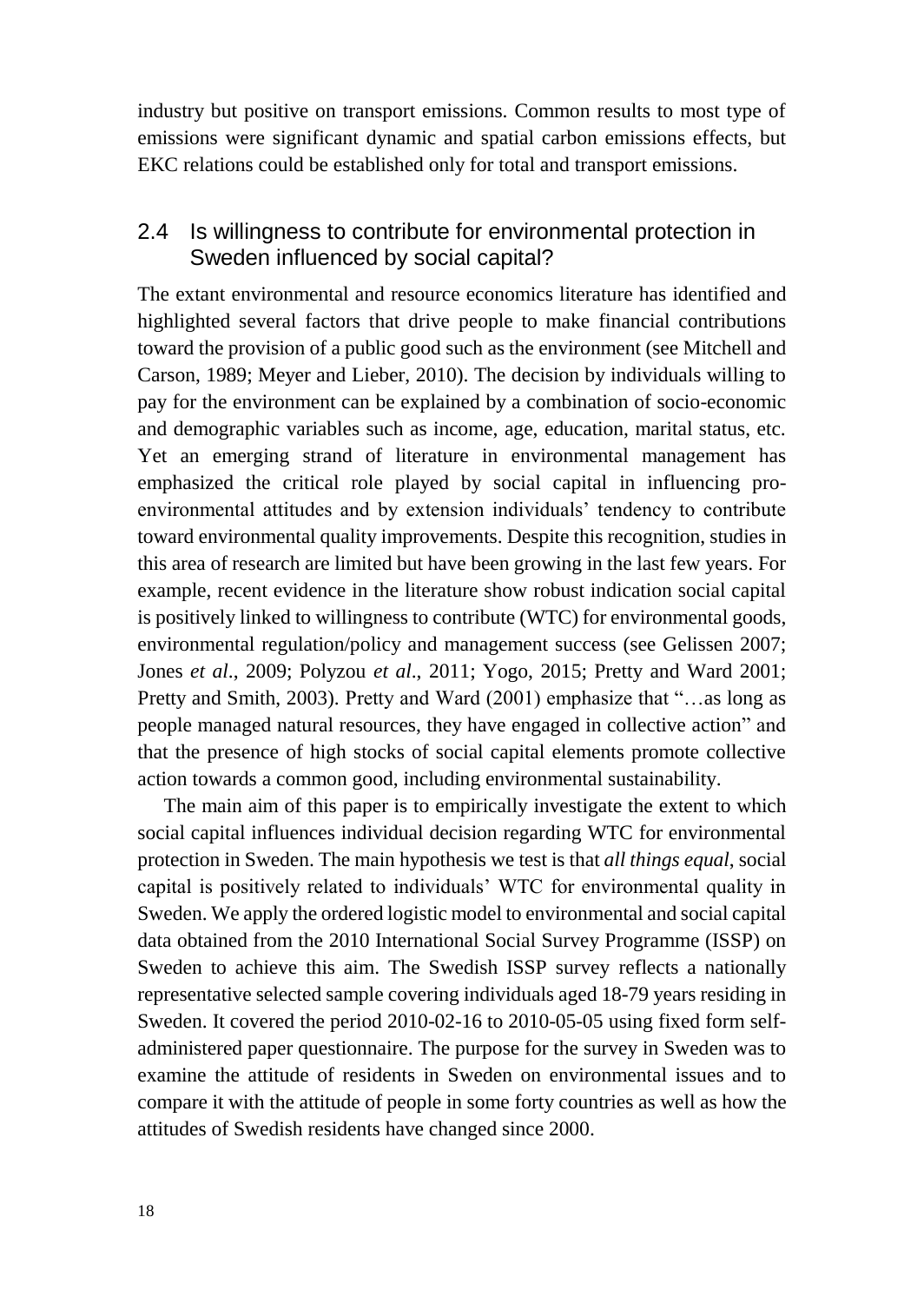industry but positive on transport emissions. Common results to most type of emissions were significant dynamic and spatial carbon emissions effects, but EKC relations could be established only for total and transport emissions.

## 2.4 Is willingness to contribute for environmental protection in Sweden influenced by social capital?

The extant environmental and resource economics literature has identified and highlighted several factors that drive people to make financial contributions toward the provision of a public good such as the environment (see Mitchell and Carson, 1989; Meyer and Lieber, 2010). The decision by individuals willing to pay for the environment can be explained by a combination of socio-economic and demographic variables such as income, age, education, marital status, etc. Yet an emerging strand of literature in environmental management has emphasized the critical role played by social capital in influencing pro-environmental attitudes and by extension individuals' tendency to contribute toward environmental quality improvements. Despite this recognition, studies in this area of research are limited but have been growing in the last few years. For example, recent evidence in the literature show robust indication social capital is positively linked to willingness to contribute (WTC) for environmental goods, environmental regulation/policy and management success (see Gelissen 2007; Jones *et al*., 2009; Polyzou *et al*., 2011; Yogo, 2015; Pretty and Ward 2001; Pretty and Smith, 2003). Pretty and Ward (2001) emphasize that "…as long as people managed natural resources, they have engaged in collective action" and that the presence of high stocks of social capital elements promote collective action towards a common good, including environmental sustainability.

The main aim of this paper is to empirically investigate the extent to which social capital influences individual decision regarding WTC for environmental protection in Sweden. The main hypothesis we test is that *all things equal*, social capital is positively related to individuals' WTC for environmental quality in Sweden. We apply the ordered logistic model to environmental and social capital data obtained from the 2010 International Social Survey Programme (ISSP) on Sweden to achieve this aim. The Swedish ISSP survey reflects a nationally representative selected sample covering individuals aged 18-79 years residing in Sweden. It covered the period 2010-02-16 to 2010-05-05 using fixed form self-administered paper questionnaire. The purpose for the survey in Sweden was to examine the attitude of residents in Sweden on environmental issues and to compare it with the attitude of people in some forty countries as well as how the attitudes of Swedish residents have changed since 2000.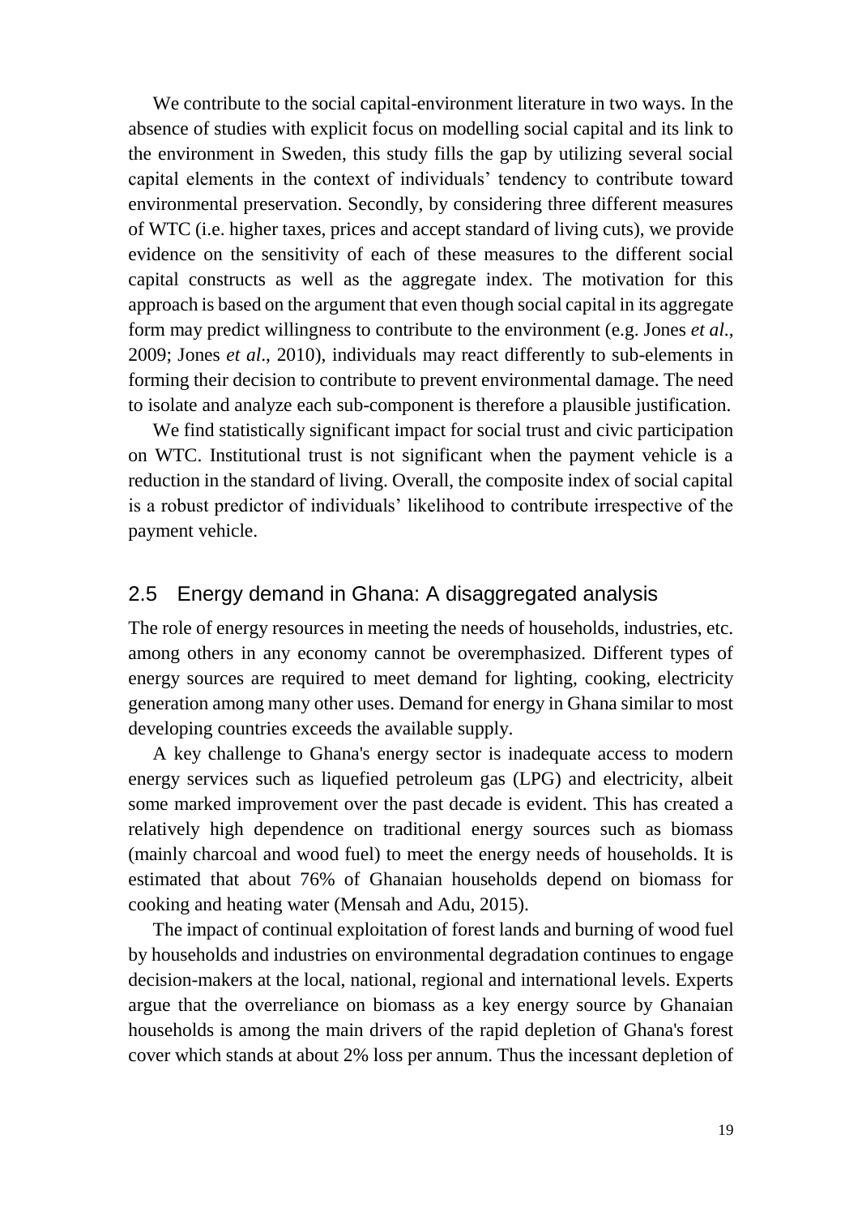We contribute to the social capital-environment literature in two ways. In the absence of studies with explicit focus on modelling social capital and its link to the environment in Sweden, this study fills the gap by utilizing several social capital elements in the context of individuals' tendency to contribute toward environmental preservation. Secondly, by considering three different measures of WTC (i.e. higher taxes, prices and accept standard of living cuts), we provide evidence on the sensitivity of each of these measures to the different social capital constructs as well as the aggregate index. The motivation for this approach is based on the argument that even though social capital in its aggregate form may predict willingness to contribute to the environment (e.g. Jones *et al*., 2009; Jones *et al*., 2010), individuals may react differently to sub-elements in forming their decision to contribute to prevent environmental damage. The need to isolate and analyze each sub-component is therefore a plausible justification.

We find statistically significant impact for social trust and civic participation on WTC. Institutional trust is not significant when the payment vehicle is a reduction in the standard of living. Overall, the composite index of social capital is a robust predictor of individuals' likelihood to contribute irrespective of the payment vehicle.

## 2.5 Energy demand in Ghana: A disaggregated analysis

The role of energy resources in meeting the needs of households, industries, etc. among others in any economy cannot be overemphasized. Different types of energy sources are required to meet demand for lighting, cooking, electricity generation among many other uses. Demand for energy in Ghana similar to most developing countries exceeds the available supply.

A key challenge to Ghana's energy sector is inadequate access to modern energy services such as liquefied petroleum gas (LPG) and electricity, albeit some marked improvement over the past decade is evident. This has created a relatively high dependence on traditional energy sources such as biomass (mainly charcoal and wood fuel) to meet the energy needs of households. It is estimated that about 76% of Ghanaian households depend on biomass for cooking and heating water (Mensah and Adu, 2015).

The impact of continual exploitation of forest lands and burning of wood fuel by households and industries on environmental degradation continues to engage decision-makers at the local, national, regional and international levels. Experts argue that the overreliance on biomass as a key energy source by Ghanaian households is among the main drivers of the rapid depletion of Ghana's forest cover which stands at about 2% loss per annum. Thus the incessant depletion of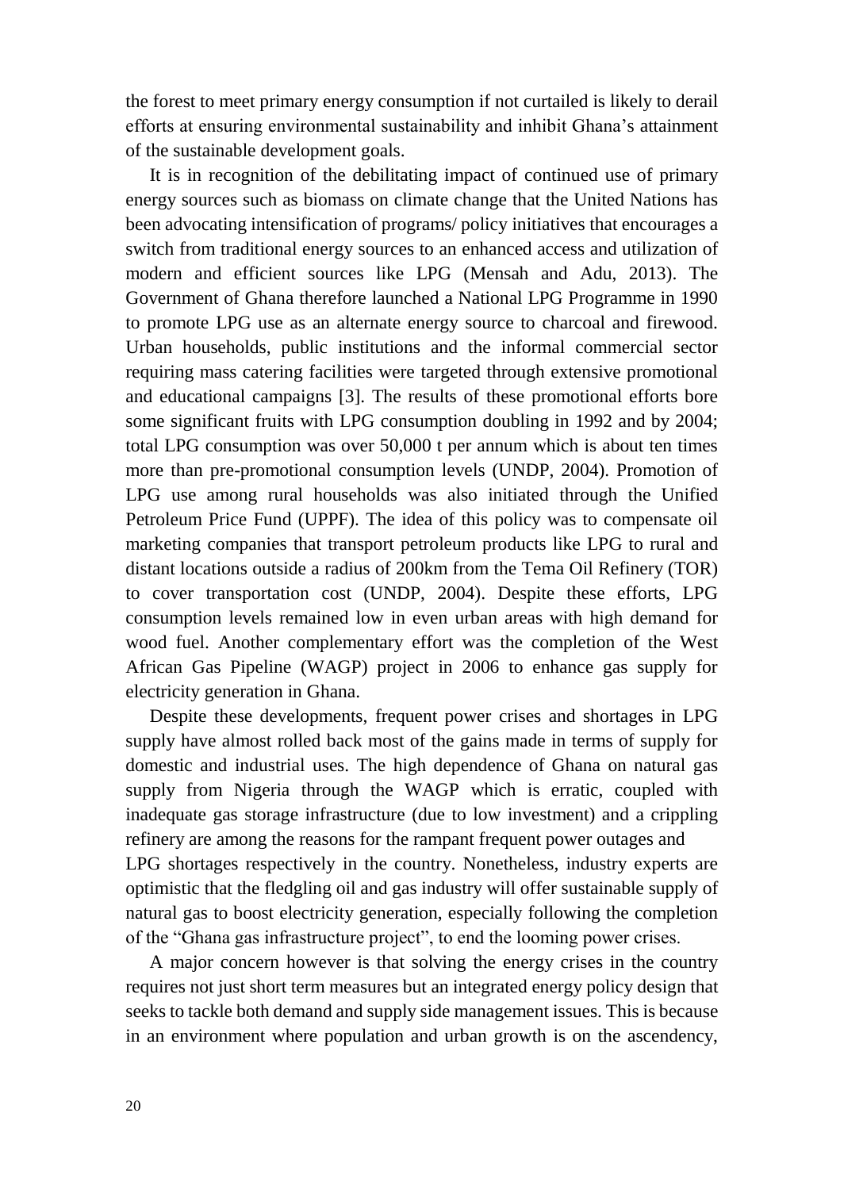the forest to meet primary energy consumption if not curtailed is likely to derail efforts at ensuring environmental sustainability and inhibit Ghana's attainment of the sustainable development goals.

It is in recognition of the debilitating impact of continued use of primary energy sources such as biomass on climate change that the United Nations has been advocating intensification of programs/ policy initiatives that encourages a switch from traditional energy sources to an enhanced access and utilization of modern and efficient sources like LPG (Mensah and Adu, 2013). The Government of Ghana therefore launched a National LPG Programme in 1990 to promote LPG use as an alternate energy source to charcoal and firewood. Urban households, public institutions and the informal commercial sector requiring mass catering facilities were targeted through extensive promotional and educational campaigns [3]. The results of these promotional efforts bore some significant fruits with LPG consumption doubling in 1992 and by 2004; total LPG consumption was over 50,000 t per annum which is about ten times more than pre-promotional consumption levels (UNDP, 2004). Promotion of LPG use among rural households was also initiated through the Unified Petroleum Price Fund (UPPF). The idea of this policy was to compensate oil marketing companies that transport petroleum products like LPG to rural and distant locations outside a radius of 200km from the Tema Oil Refinery (TOR) to cover transportation cost (UNDP, 2004). Despite these efforts, LPG consumption levels remained low in even urban areas with high demand for wood fuel. Another complementary effort was the completion of the West African Gas Pipeline (WAGP) project in 2006 to enhance gas supply for electricity generation in Ghana.

Despite these developments, frequent power crises and shortages in LPG supply have almost rolled back most of the gains made in terms of supply for domestic and industrial uses. The high dependence of Ghana on natural gas supply from Nigeria through the WAGP which is erratic, coupled with inadequate gas storage infrastructure (due to low investment) and a crippling refinery are among the reasons for the rampant frequent power outages and LPG shortages respectively in the country. Nonetheless, industry experts are optimistic that the fledgling oil and gas industry will offer sustainable supply of natural gas to boost electricity generation, especially following the completion of the "Ghana gas infrastructure project", to end the looming power crises.

A major concern however is that solving the energy crises in the country requires not just short term measures but an integrated energy policy design that seeks to tackle both demand and supply side management issues. This is because in an environment where population and urban growth is on the ascendency,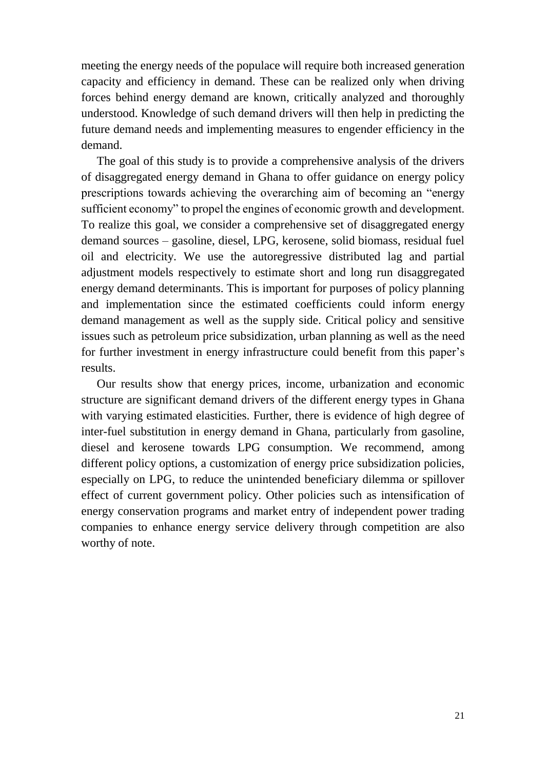meeting the energy needs of the populace will require both increased generation capacity and efficiency in demand. These can be realized only when driving forces behind energy demand are known, critically analyzed and thoroughly understood. Knowledge of such demand drivers will then help in predicting the future demand needs and implementing measures to engender efficiency in the demand.

The goal of this study is to provide a comprehensive analysis of the drivers of disaggregated energy demand in Ghana to offer guidance on energy policy prescriptions towards achieving the overarching aim of becoming an "energy sufficient economy" to propel the engines of economic growth and development. To realize this goal, we consider a comprehensive set of disaggregated energy demand sources – gasoline, diesel, LPG, kerosene, solid biomass, residual fuel oil and electricity. We use the autoregressive distributed lag and partial adjustment models respectively to estimate short and long run disaggregated energy demand determinants. This is important for purposes of policy planning and implementation since the estimated coefficients could inform energy demand management as well as the supply side. Critical policy and sensitive issues such as petroleum price subsidization, urban planning as well as the need for further investment in energy infrastructure could benefit from this paper's results.

Our results show that energy prices, income, urbanization and economic structure are significant demand drivers of the different energy types in Ghana with varying estimated elasticities. Further, there is evidence of high degree of inter-fuel substitution in energy demand in Ghana, particularly from gasoline, diesel and kerosene towards LPG consumption. We recommend, among different policy options, a customization of energy price subsidization policies, especially on LPG, to reduce the unintended beneficiary dilemma or spillover effect of current government policy. Other policies such as intensification of energy conservation programs and market entry of independent power trading companies to enhance energy service delivery through competition are also worthy of note.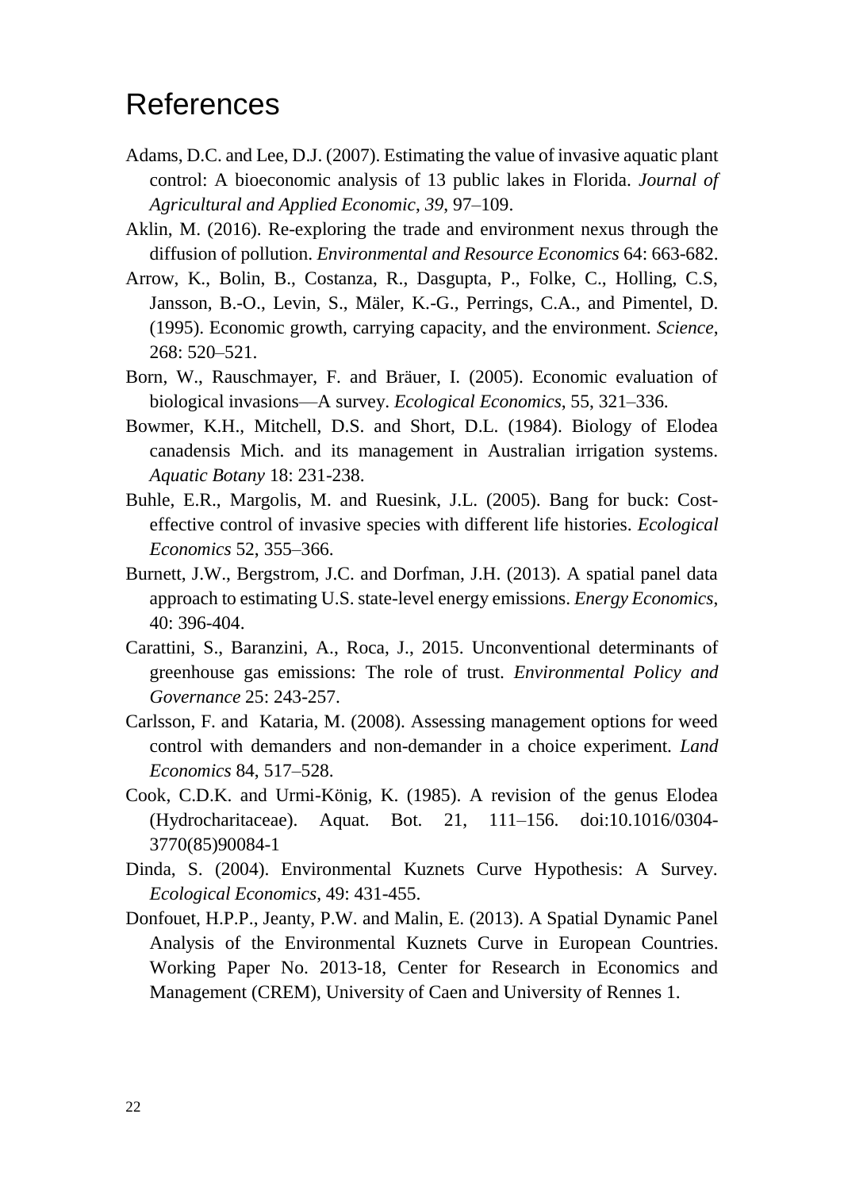# References

Adams, D.C. and Lee, D.J. (2007). Estimating the value of invasive aquatic plant control: A bioeconomic analysis of 13 public lakes in Florida. *Journal of Agricultural and Applied Economic*, *39*, 97–109.

Aklin, M. (2016). Re-exploring the trade and environment nexus through the diffusion of pollution. *Environmental and Resource Economics* 64: 663-682.

Arrow, K., Bolin, B., Costanza, R., Dasgupta, P., Folke, C., Holling, C.S, Jansson, B.-O., Levin, S., Mäler, K.-G., Perrings, C.A., and Pimentel, D. (1995). Economic growth, carrying capacity, and the environment. *Science*, 268: 520–521.

Born, W., Rauschmayer, F. and Bräuer, I. (2005). Economic evaluation of biological invasions—A survey. *Ecological Economics*, 55, 321–336.

Bowmer, K.H., Mitchell, D.S. and Short, D.L. (1984). Biology of Elodea canadensis Mich. and its management in Australian irrigation systems. *Aquatic Botany* 18: 231-238.

Buhle, E.R., Margolis, M. and Ruesink, J.L. (2005). Bang for buck: Cost-effective control of invasive species with different life histories. *Ecological Economics* 52, 355–366.

Burnett, J.W., Bergstrom, J.C. and Dorfman, J.H. (2013). A spatial panel data approach to estimating U.S. state-level energy emissions. *Energy Economics*, 40: 396-404.

Carattini, S., Baranzini, A., Roca, J., 2015. Unconventional determinants of greenhouse gas emissions: The role of trust. *Environmental Policy and Governance* 25: 243-257.

Carlsson, F. and Kataria, M. (2008). Assessing management options for weed control with demanders and non-demander in a choice experiment. *Land Economics* 84, 517–528.

Cook, C.D.K. and Urmi-König, K. (1985). A revision of the genus Elodea (Hydrocharitaceae). Aquat. Bot. 21, 111–156. doi:10.1016/0304-3770(85)90084-1

Dinda, S. (2004). Environmental Kuznets Curve Hypothesis: A Survey. *Ecological Economics*, 49: 431-455.

Donfouet, H.P.P., Jeanty, P.W. and Malin, E. (2013). A Spatial Dynamic Panel Analysis of the Environmental Kuznets Curve in European Countries. Working Paper No. 2013-18, Center for Research in Economics and Management (CREM), University of Caen and University of Rennes 1.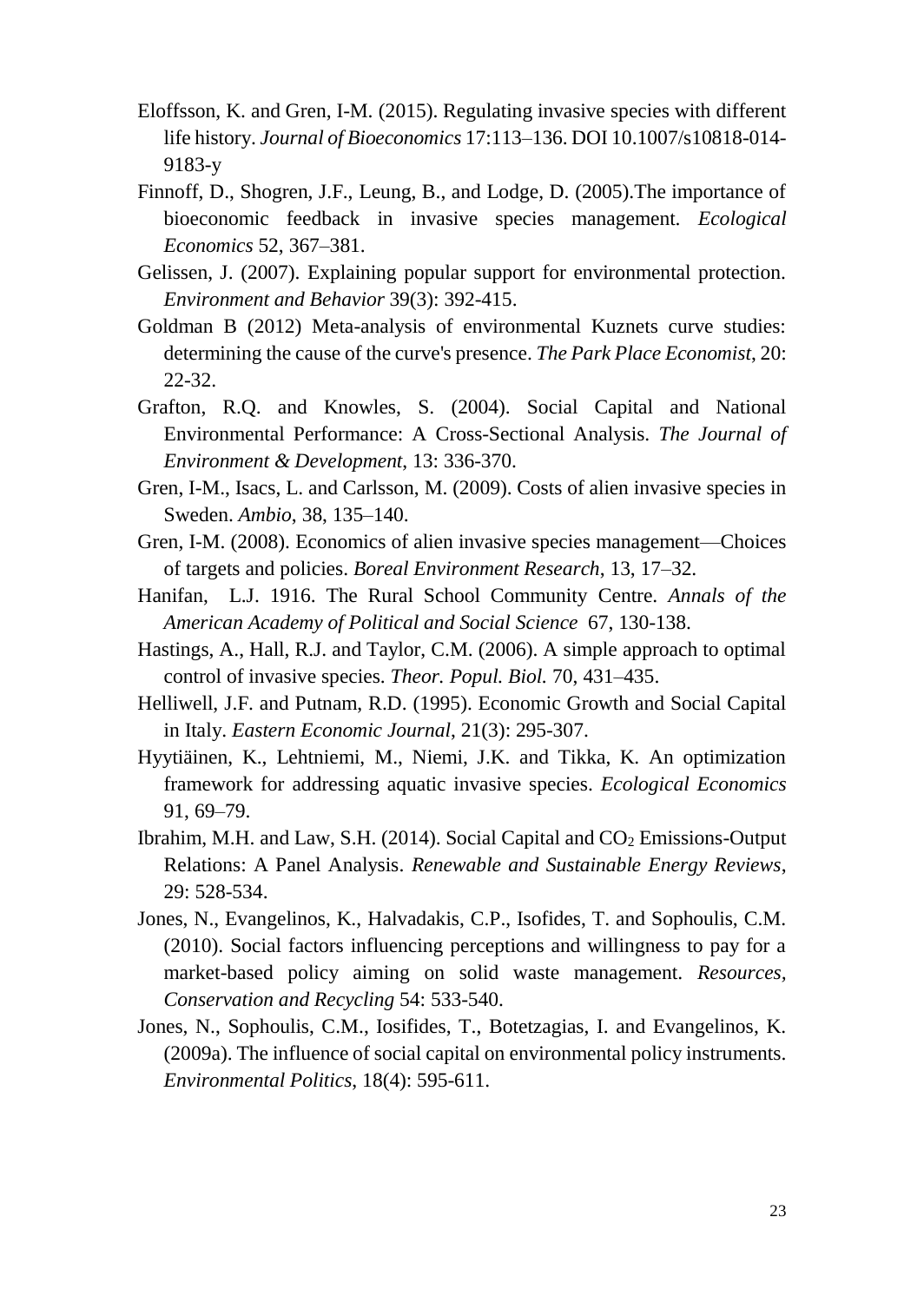Eloffsson, K. and Gren, I-M. (2015). Regulating invasive species with different life history. *Journal of Bioeconomics* 17:113–136. DOI 10.1007/s10818-014-9183-y

Finnoff, D., Shogren, J.F., Leung, B., and Lodge, D. (2005).The importance of bioeconomic feedback in invasive species management. *Ecological Economics* 52, 367–381.

Gelissen, J. (2007). Explaining popular support for environmental protection. *Environment and Behavior* 39(3): 392-415.

Goldman B (2012) Meta-analysis of environmental Kuznets curve studies: determining the cause of the curve's presence. *The Park Place Economist*, 20: 22-32.

Grafton, R.Q. and Knowles, S. (2004). Social Capital and National Environmental Performance: A Cross-Sectional Analysis. *The Journal of Environment & Development*, 13: 336-370.

Gren, I-M., Isacs, L. and Carlsson, M. (2009). Costs of alien invasive species in Sweden. *Ambio*, 38, 135–140.

Gren, I-M. (2008). Economics of alien invasive species management—Choices of targets and policies. *Boreal Environment Research*, 13, 17–32.

Hanifan, L.J. 1916. The Rural School Community Centre. *Annals of the American Academy of Political and Social Science* 67, 130-138.

Hastings, A., Hall, R.J. and Taylor, C.M. (2006). A simple approach to optimal control of invasive species. *Theor. Popul. Biol.* 70, 431–435.

Helliwell, J.F. and Putnam, R.D. (1995). Economic Growth and Social Capital in Italy. *Eastern Economic Journal*, 21(3): 295-307.

Hyytiäinen, K., Lehtniemi, M., Niemi, J.K. and Tikka, K. An optimization framework for addressing aquatic invasive species. *Ecological Economics* 91, 69–79.

Ibrahim, M.H. and Law, S.H. (2014). Social Capital and $CO_2$ Emissions-Output Relations: A Panel Analysis. *Renewable and Sustainable Energy Reviews*, 29: 528-534.

Jones, N., Evangelinos, K., Halvadakis, C.P., Isofides, T. and Sophoulis, C.M. (2010). Social factors influencing perceptions and willingness to pay for a market-based policy aiming on solid waste management. *Resources, Conservation and Recycling* 54: 533-540.

Jones, N., Sophoulis, C.M., Iosifides, T., Botetzagias, I. and Evangelinos, K. (2009a). The influence of social capital on environmental policy instruments. *Environmental Politics*, 18(4): 595-611.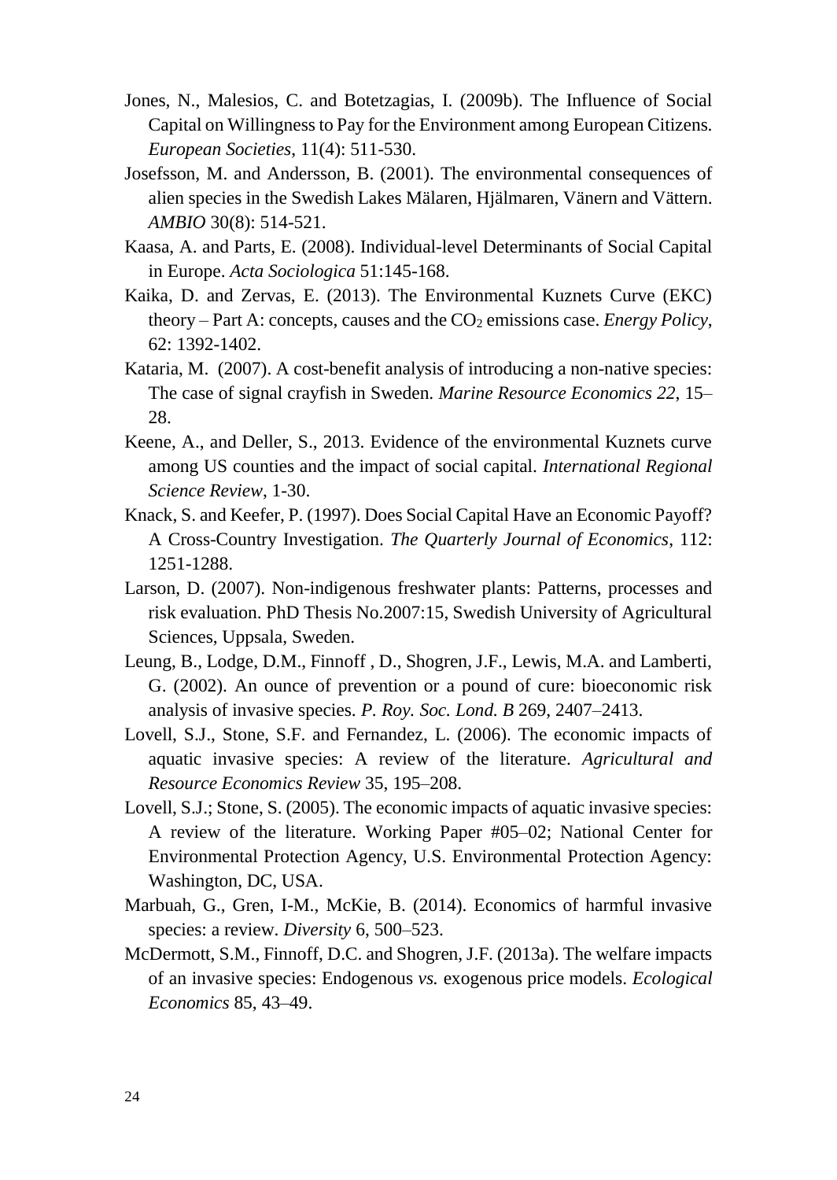Jones, N., Malesios, C. and Botetzagias, I. (2009b). The Influence of Social Capital on Willingness to Pay for the Environment among European Citizens. *European Societies*, 11(4): 511-530.

Josefsson, M. and Andersson, B. (2001). The environmental consequences of alien species in the Swedish Lakes Mälaren, Hjälmaren, Vänern and Vättern. *AMBIO* 30(8): 514-521.

Kaasa, A. and Parts, E. (2008). Individual-level Determinants of Social Capital in Europe. *Acta Sociologica* 51:145-168.

Kaika, D. and Zervas, E. (2013). The Environmental Kuznets Curve (EKC) theory – Part A: concepts, causes and the $CO_2$ emissions case. *Energy Policy*, 62: 1392-1402.

Kataria, M. (2007). A cost-benefit analysis of introducing a non-native species: The case of signal crayfish in Sweden. *Marine Resource Economics 22*, 15–28.

Keene, A., and Deller, S., 2013. Evidence of the environmental Kuznets curve among US counties and the impact of social capital. *International Regional Science Review*, 1-30.

Knack, S. and Keefer, P. (1997). Does Social Capital Have an Economic Payoff? A Cross-Country Investigation. *The Quarterly Journal of Economics*, 112: 1251-1288.

Larson, D. (2007). Non-indigenous freshwater plants: Patterns, processes and risk evaluation. PhD Thesis No.2007:15, Swedish University of Agricultural Sciences, Uppsala, Sweden.

Leung, B., Lodge, D.M., Finnoff , D., Shogren, J.F., Lewis, M.A. and Lamberti, G. (2002). An ounce of prevention or a pound of cure: bioeconomic risk analysis of invasive species. *P. Roy. Soc. Lond. B* 269, 2407–2413.

Lovell, S.J., Stone, S.F. and Fernandez, L. (2006). The economic impacts of aquatic invasive species: A review of the literature. *Agricultural and Resource Economics Review* 35, 195–208.

Lovell, S.J.; Stone, S. (2005). The economic impacts of aquatic invasive species: A review of the literature. Working Paper #05–02; National Center for Environmental Protection Agency, U.S. Environmental Protection Agency: Washington, DC, USA.

Marbuah, G., Gren, I-M., McKie, B. (2014). Economics of harmful invasive species: a review. *Diversity* 6, 500–523.

McDermott, S.M., Finnoff, D.C. and Shogren, J.F. (2013a). The welfare impacts of an invasive species: Endogenous *vs.* exogenous price models. *Ecological Economics* 85, 43–49.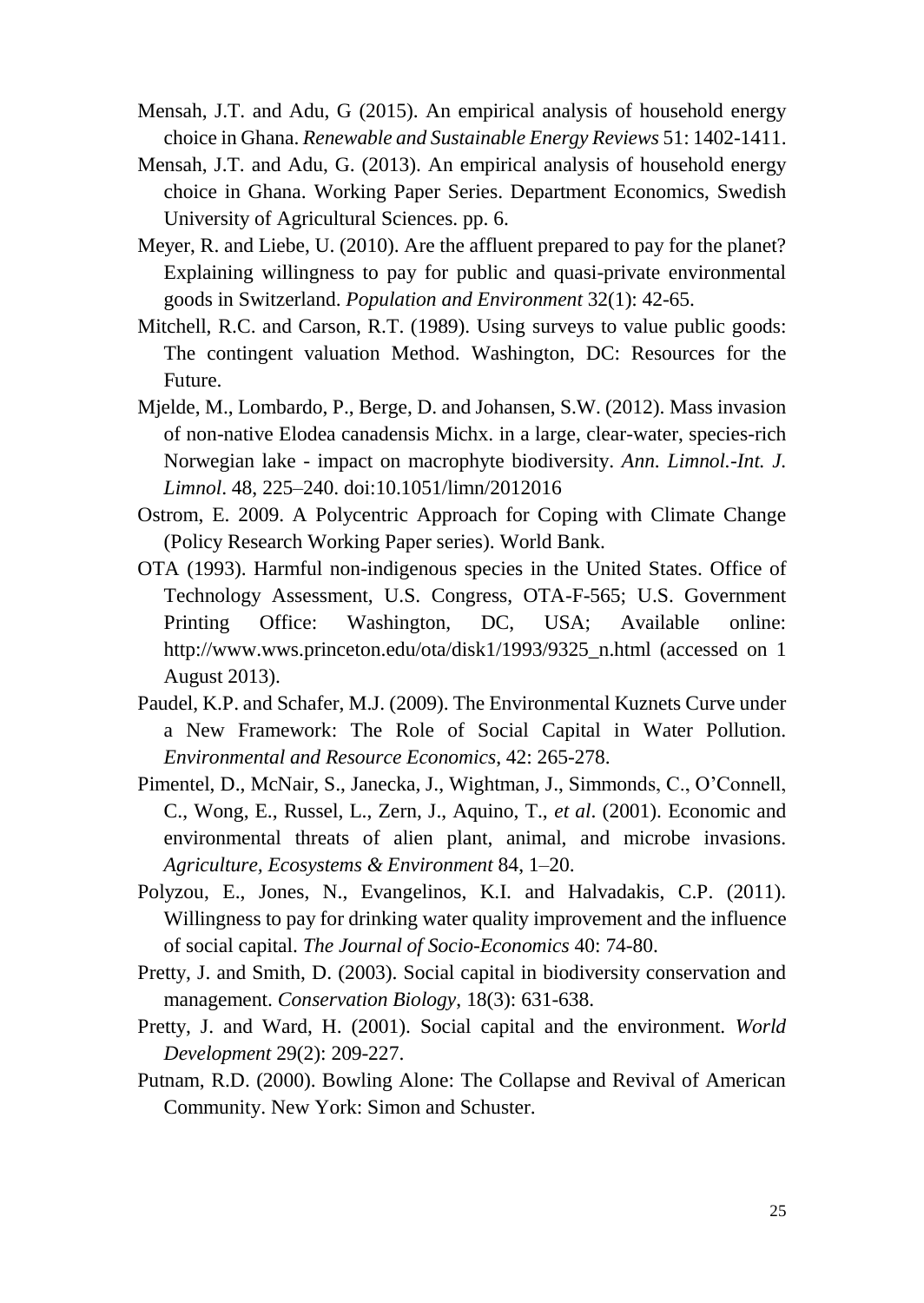Mensah, J.T. and Adu, G (2015). An empirical analysis of household energy choice in Ghana. *Renewable and Sustainable Energy Reviews* 51: 1402-1411.

Mensah, J.T. and Adu, G. (2013). An empirical analysis of household energy choice in Ghana. Working Paper Series. Department Economics, Swedish University of Agricultural Sciences. pp. 6.

Meyer, R. and Liebe, U. (2010). Are the affluent prepared to pay for the planet? Explaining willingness to pay for public and quasi-private environmental goods in Switzerland. *Population and Environment* 32(1): 42-65.

Mitchell, R.C. and Carson, R.T. (1989). Using surveys to value public goods: The contingent valuation Method. Washington, DC: Resources for the Future.

Mjelde, M., Lombardo, P., Berge, D. and Johansen, S.W. (2012). Mass invasion of non-native Elodea canadensis Michx. in a large, clear-water, species-rich Norwegian lake - impact on macrophyte biodiversity. *Ann. Limnol.-Int. J. Limnol*. 48, 225–240. doi:10.1051/limn/2012016

Ostrom, E. 2009. A Polycentric Approach for Coping with Climate Change (Policy Research Working Paper series). World Bank.

OTA (1993). Harmful non-indigenous species in the United States. Office of Technology Assessment, U.S. Congress, OTA-F-565; U.S. Government Printing Office: Washington, DC, USA; Available online: http://www.wws.princeton.edu/ota/disk1/1993/9325_n.html (accessed on 1 August 2013).

Paudel, K.P. and Schafer, M.J. (2009). The Environmental Kuznets Curve under a New Framework: The Role of Social Capital in Water Pollution. *Environmental and Resource Economics*, 42: 265-278.

Pimentel, D., McNair, S., Janecka, J., Wightman, J., Simmonds, C., O'Connell, C., Wong, E., Russel, L., Zern, J., Aquino, T., *et al*. (2001). Economic and environmental threats of alien plant, animal, and microbe invasions. *Agriculture, Ecosystems & Environment* 84, 1–20.

Polyzou, E., Jones, N., Evangelinos, K.I. and Halvadakis, C.P. (2011). Willingness to pay for drinking water quality improvement and the influence of social capital. *The Journal of Socio-Economics* 40: 74-80.

Pretty, J. and Smith, D. (2003). Social capital in biodiversity conservation and management. *Conservation Biology*, 18(3): 631-638.

Pretty, J. and Ward, H. (2001). Social capital and the environment. *World Development* 29(2): 209-227.

Putnam, R.D. (2000). Bowling Alone: The Collapse and Revival of American Community. New York: Simon and Schuster.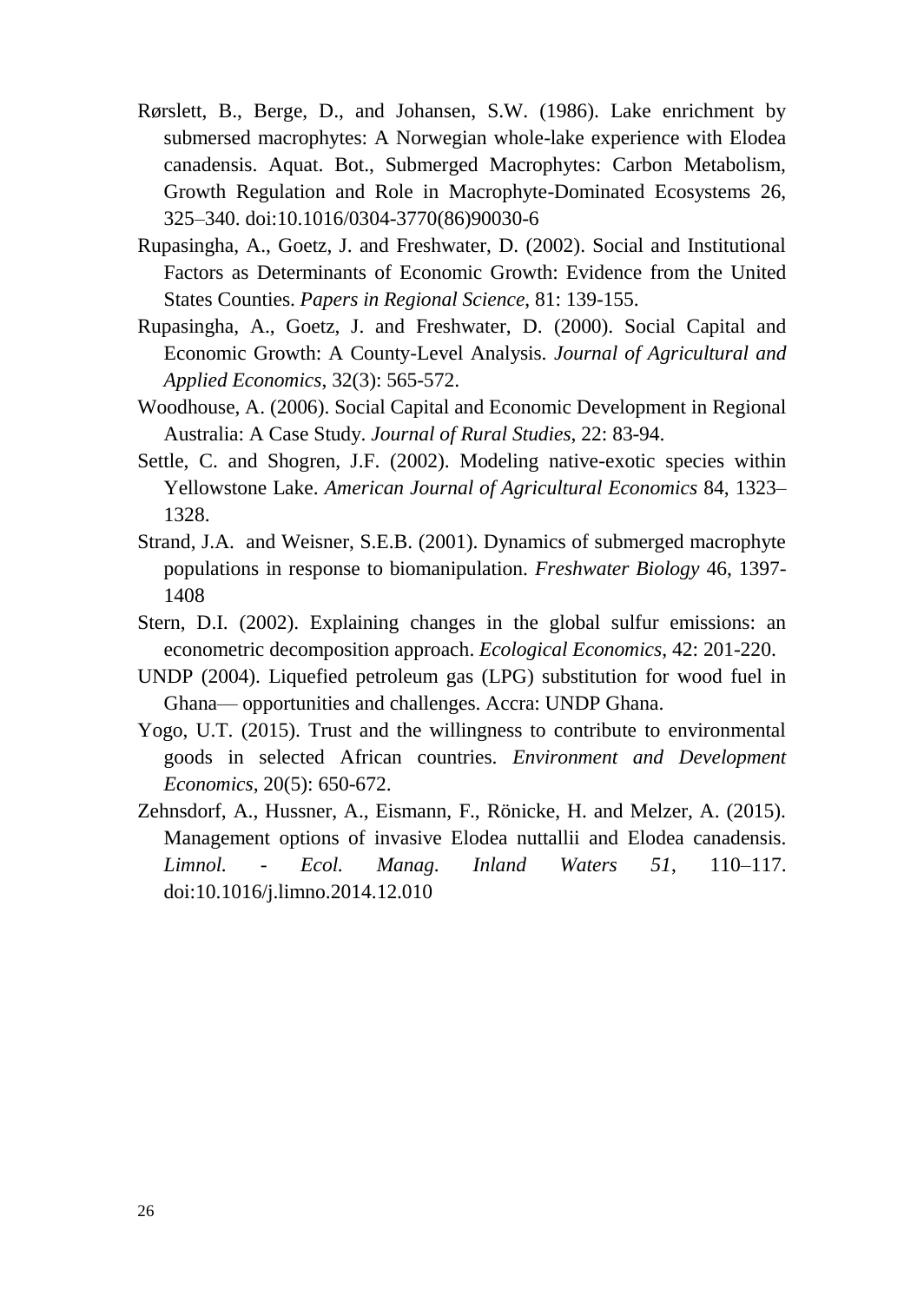Rørslett, B., Berge, D., and Johansen, S.W. (1986). Lake enrichment by submersed macrophytes: A Norwegian whole-lake experience with Elodea canadensis. Aquat. Bot., Submerged Macrophytes: Carbon Metabolism, Growth Regulation and Role in Macrophyte-Dominated Ecosystems 26, 325–340. doi:10.1016/0304-3770(86)90030-6

Rupasingha, A., Goetz, J. and Freshwater, D. (2002). Social and Institutional Factors as Determinants of Economic Growth: Evidence from the United States Counties. *Papers in Regional Science*, 81: 139-155.

Rupasingha, A., Goetz, J. and Freshwater, D. (2000). Social Capital and Economic Growth: A County-Level Analysis. *Journal of Agricultural and Applied Economics*, 32(3): 565-572.

Woodhouse, A. (2006). Social Capital and Economic Development in Regional Australia: A Case Study. *Journal of Rural Studies*, 22: 83-94.

Settle, C. and Shogren, J.F. (2002). Modeling native-exotic species within Yellowstone Lake. *American Journal of Agricultural Economics* 84, 1323–1328.

Strand, J.A. and Weisner, S.E.B. (2001). Dynamics of submerged macrophyte populations in response to biomanipulation. *Freshwater Biology* 46, 1397-1408

Stern, D.I. (2002). Explaining changes in the global sulfur emissions: an econometric decomposition approach. *Ecological Economics*, 42: 201-220.

UNDP (2004). Liquefied petroleum gas (LPG) substitution for wood fuel in Ghana— opportunities and challenges. Accra: UNDP Ghana.

Yogo, U.T. (2015). Trust and the willingness to contribute to environmental goods in selected African countries. *Environment and Development Economics*, 20(5): 650-672.

Zehnsdorf, A., Hussner, A., Eismann, F., Rönicke, H. and Melzer, A. (2015). Management options of invasive Elodea nuttallii and Elodea canadensis. *Limnol. - Ecol. Manag. Inland Waters 51*, 110–117. doi:10.1016/j.limno.2014.12.010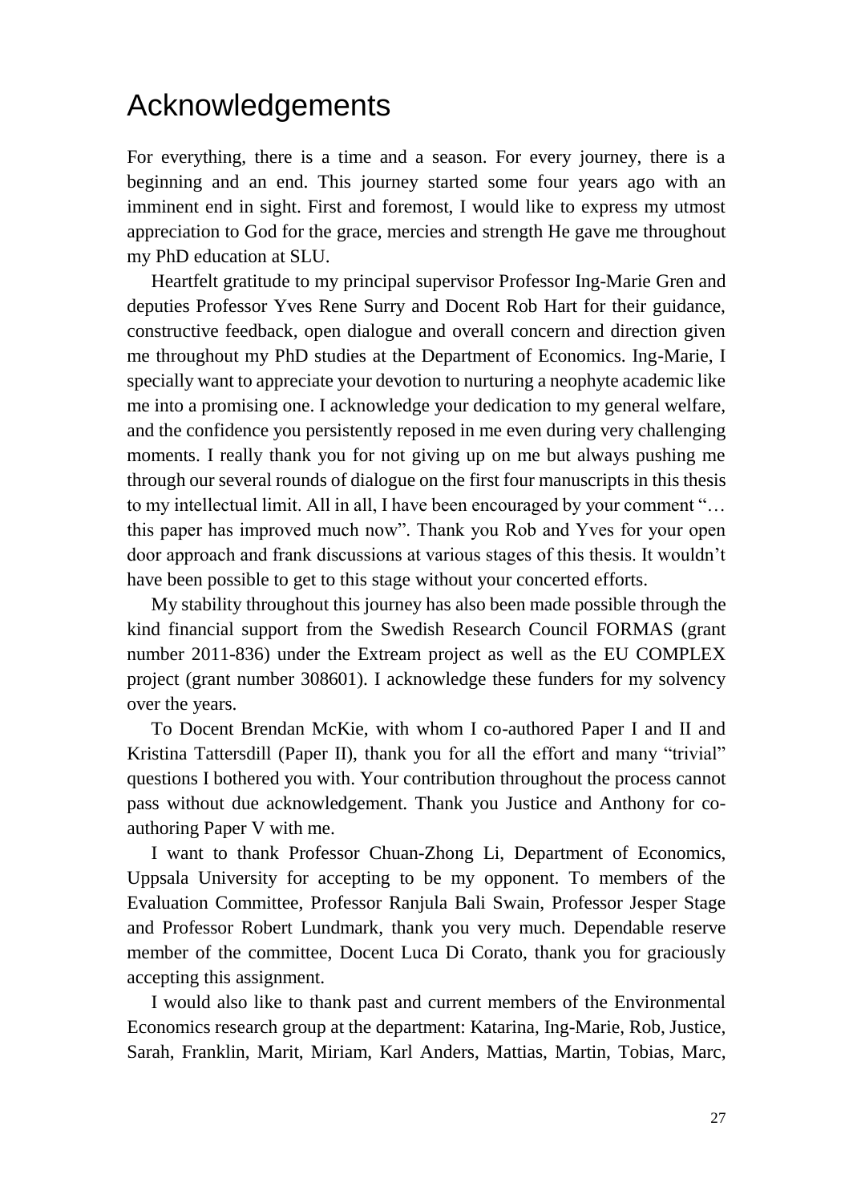# Acknowledgements

For everything, there is a time and a season. For every journey, there is a beginning and an end. This journey started some four years ago with an imminent end in sight. First and foremost, I would like to express my utmost appreciation to God for the grace, mercies and strength He gave me throughout my PhD education at SLU.

Heartfelt gratitude to my principal supervisor Professor Ing-Marie Gren and deputies Professor Yves Rene Surry and Docent Rob Hart for their guidance, constructive feedback, open dialogue and overall concern and direction given me throughout my PhD studies at the Department of Economics. Ing-Marie, I specially want to appreciate your devotion to nurturing a neophyte academic like me into a promising one. I acknowledge your dedication to my general welfare, and the confidence you persistently reposed in me even during very challenging moments. I really thank you for not giving up on me but always pushing me through our several rounds of dialogue on the first four manuscripts in this thesis to my intellectual limit. All in all, I have been encouraged by your comment "… this paper has improved much now". Thank you Rob and Yves for your open door approach and frank discussions at various stages of this thesis. It wouldn't have been possible to get to this stage without your concerted efforts.

My stability throughout this journey has also been made possible through the kind financial support from the Swedish Research Council FORMAS (grant number 2011-836) under the Extream project as well as the EU COMPLEX project (grant number 308601). I acknowledge these funders for my solvency over the years.

To Docent Brendan McKie, with whom I co-authored Paper I and II and Kristina Tattersdill (Paper II), thank you for all the effort and many "trivial" questions I bothered you with. Your contribution throughout the process cannot pass without due acknowledgement. Thank you Justice and Anthony for co-authoring Paper V with me.

I want to thank Professor Chuan-Zhong Li, Department of Economics, Uppsala University for accepting to be my opponent. To members of the Evaluation Committee, Professor Ranjula Bali Swain, Professor Jesper Stage and Professor Robert Lundmark, thank you very much. Dependable reserve member of the committee, Docent Luca Di Corato, thank you for graciously accepting this assignment.

I would also like to thank past and current members of the Environmental Economics research group at the department: Katarina, Ing-Marie, Rob, Justice, Sarah, Franklin, Marit, Miriam, Karl Anders, Mattias, Martin, Tobias, Marc,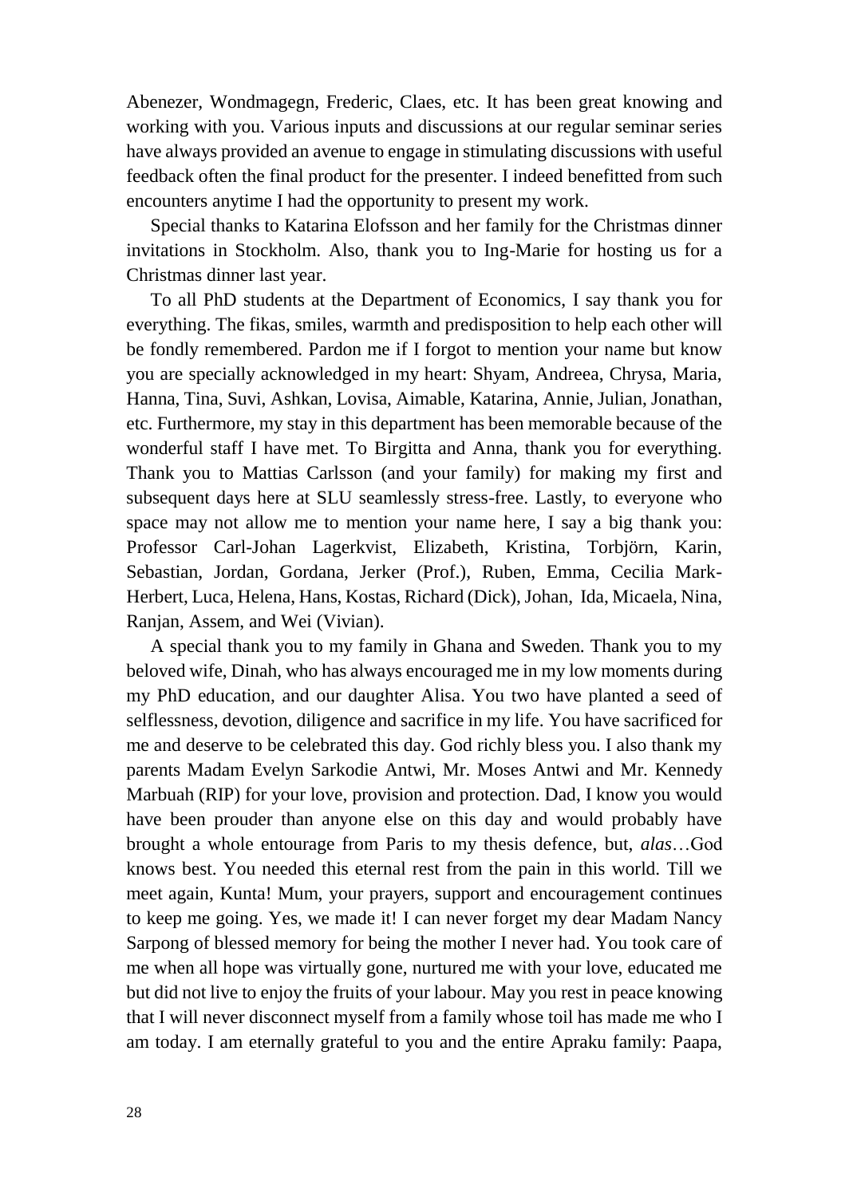Abenezer, Wondmagegn, Frederic, Claes, etc. It has been great knowing and working with you. Various inputs and discussions at our regular seminar series have always provided an avenue to engage in stimulating discussions with useful feedback often the final product for the presenter. I indeed benefitted from such encounters anytime I had the opportunity to present my work.

Special thanks to Katarina Elofsson and her family for the Christmas dinner invitations in Stockholm. Also, thank you to Ing-Marie for hosting us for a Christmas dinner last year.

To all PhD students at the Department of Economics, I say thank you for everything. The fikas, smiles, warmth and predisposition to help each other will be fondly remembered. Pardon me if I forgot to mention your name but know you are specially acknowledged in my heart: Shyam, Andreea, Chrysa, Maria, Hanna, Tina, Suvi, Ashkan, Lovisa, Aimable, Katarina, Annie, Julian, Jonathan, etc. Furthermore, my stay in this department has been memorable because of the wonderful staff I have met. To Birgitta and Anna, thank you for everything. Thank you to Mattias Carlsson (and your family) for making my first and subsequent days here at SLU seamlessly stress-free. Lastly, to everyone who space may not allow me to mention your name here, I say a big thank you: Professor Carl-Johan Lagerkvist, Elizabeth, Kristina, Torbjörn, Karin, Sebastian, Jordan, Gordana, Jerker (Prof.), Ruben, Emma, Cecilia Mark-Herbert, Luca, Helena, Hans, Kostas, Richard (Dick), Johan, Ida, Micaela, Nina, Ranjan, Assem, and Wei (Vivian).

A special thank you to my family in Ghana and Sweden. Thank you to my beloved wife, Dinah, who has always encouraged me in my low moments during my PhD education, and our daughter Alisa. You two have planted a seed of selflessness, devotion, diligence and sacrifice in my life. You have sacrificed for me and deserve to be celebrated this day. God richly bless you. I also thank my parents Madam Evelyn Sarkodie Antwi, Mr. Moses Antwi and Mr. Kennedy Marbuah (RIP) for your love, provision and protection. Dad, I know you would have been prouder than anyone else on this day and would probably have brought a whole entourage from Paris to my thesis defence, but, *alas*…God knows best. You needed this eternal rest from the pain in this world. Till we meet again, Kunta! Mum, your prayers, support and encouragement continues to keep me going. Yes, we made it! I can never forget my dear Madam Nancy Sarpong of blessed memory for being the mother I never had. You took care of me when all hope was virtually gone, nurtured me with your love, educated me but did not live to enjoy the fruits of your labour. May you rest in peace knowing that I will never disconnect myself from a family whose toil has made me who I am today. I am eternally grateful to you and the entire Apraku family: Paapa,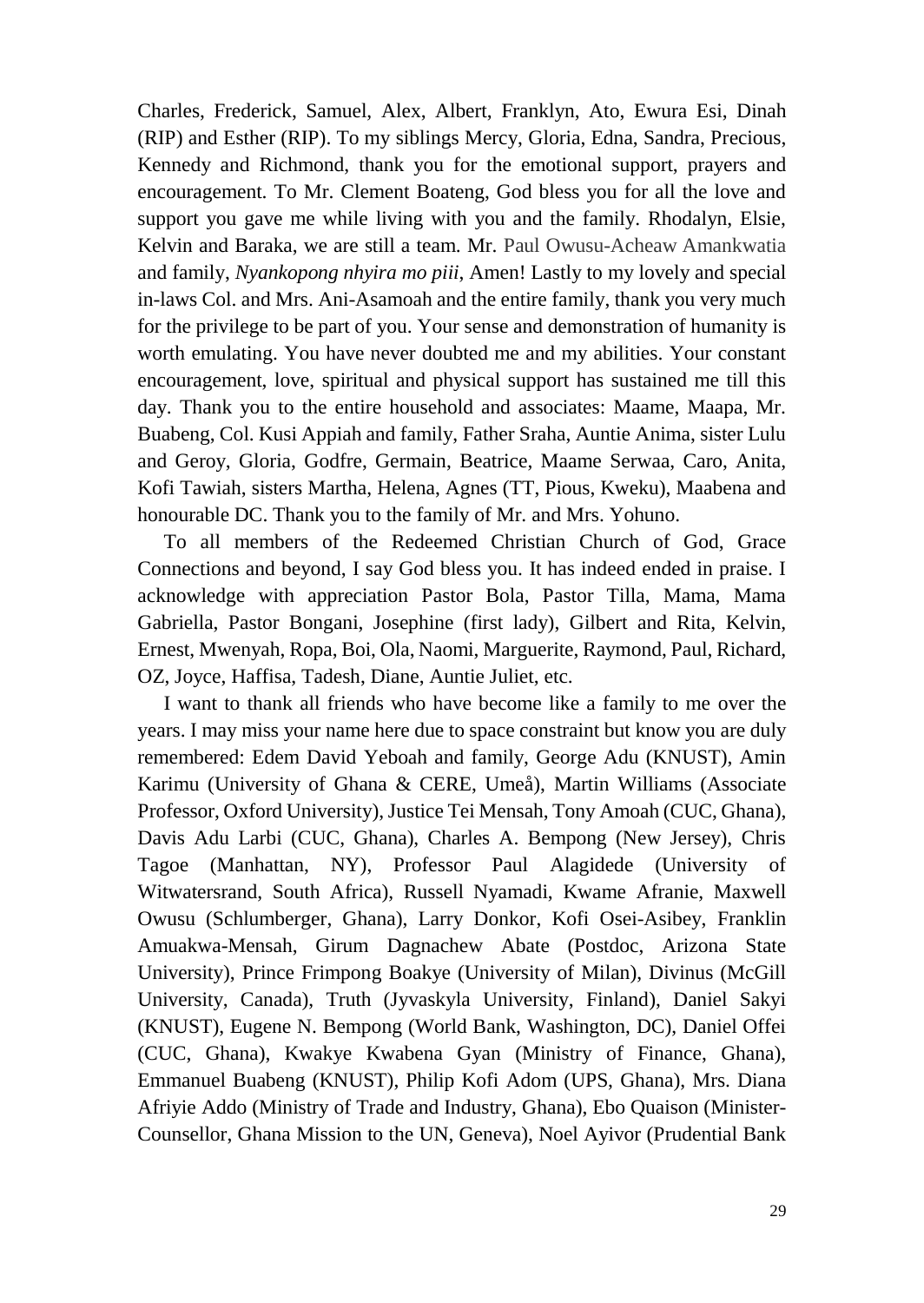Charles, Frederick, Samuel, Alex, Albert, Franklyn, Ato, Ewura Esi, Dinah (RIP) and Esther (RIP). To my siblings Mercy, Gloria, Edna, Sandra, Precious, Kennedy and Richmond, thank you for the emotional support, prayers and encouragement. To Mr. Clement Boateng, God bless you for all the love and support you gave me while living with you and the family. Rhodalyn, Elsie, Kelvin and Baraka, we are still a team. Mr. Paul Owusu-Acheaw Amankwatia and family, *Nyankopong nhyira mo piii*, Amen! Lastly to my lovely and special in-laws Col. and Mrs. Ani-Asamoah and the entire family, thank you very much for the privilege to be part of you. Your sense and demonstration of humanity is worth emulating. You have never doubted me and my abilities. Your constant encouragement, love, spiritual and physical support has sustained me till this day. Thank you to the entire household and associates: Maame, Maapa, Mr. Buabeng, Col. Kusi Appiah and family, Father Sraha, Auntie Anima, sister Lulu and Geroy, Gloria, Godfre, Germain, Beatrice, Maame Serwaa, Caro, Anita, Kofi Tawiah, sisters Martha, Helena, Agnes (TT, Pious, Kweku), Maabena and honourable DC. Thank you to the family of Mr. and Mrs. Yohuno.

To all members of the Redeemed Christian Church of God, Grace Connections and beyond, I say God bless you. It has indeed ended in praise. I acknowledge with appreciation Pastor Bola, Pastor Tilla, Mama, Mama Gabriella, Pastor Bongani, Josephine (first lady), Gilbert and Rita, Kelvin, Ernest, Mwenyah, Ropa, Boi, Ola, Naomi, Marguerite, Raymond, Paul, Richard, OZ, Joyce, Haffisa, Tadesh, Diane, Auntie Juliet, etc.

I want to thank all friends who have become like a family to me over the years. I may miss your name here due to space constraint but know you are duly remembered: Edem David Yeboah and family, George Adu (KNUST), Amin Karimu (University of Ghana & CERE, Umeå), Martin Williams (Associate Professor, Oxford University), Justice Tei Mensah, Tony Amoah (CUC, Ghana), Davis Adu Larbi (CUC, Ghana), Charles A. Bempong (New Jersey), Chris Tagoe (Manhattan, NY), Professor Paul Alagidede (University of Witwatersrand, South Africa), Russell Nyamadi, Kwame Afranie, Maxwell Owusu (Schlumberger, Ghana), Larry Donkor, Kofi Osei-Asibey, Franklin Amuakwa-Mensah, Girum Dagnachew Abate (Postdoc, Arizona State University), Prince Frimpong Boakye (University of Milan), Divinus (McGill University, Canada), Truth (Jyvaskyla University, Finland), Daniel Sakyi (KNUST), Eugene N. Bempong (World Bank, Washington, DC), Daniel Offei (CUC, Ghana), Kwakye Kwabena Gyan (Ministry of Finance, Ghana), Emmanuel Buabeng (KNUST), Philip Kofi Adom (UPS, Ghana), Mrs. Diana Afriyie Addo (Ministry of Trade and Industry, Ghana), Ebo Quaison (Minister-Counsellor, Ghana Mission to the UN, Geneva), Noel Ayivor (Prudential Bank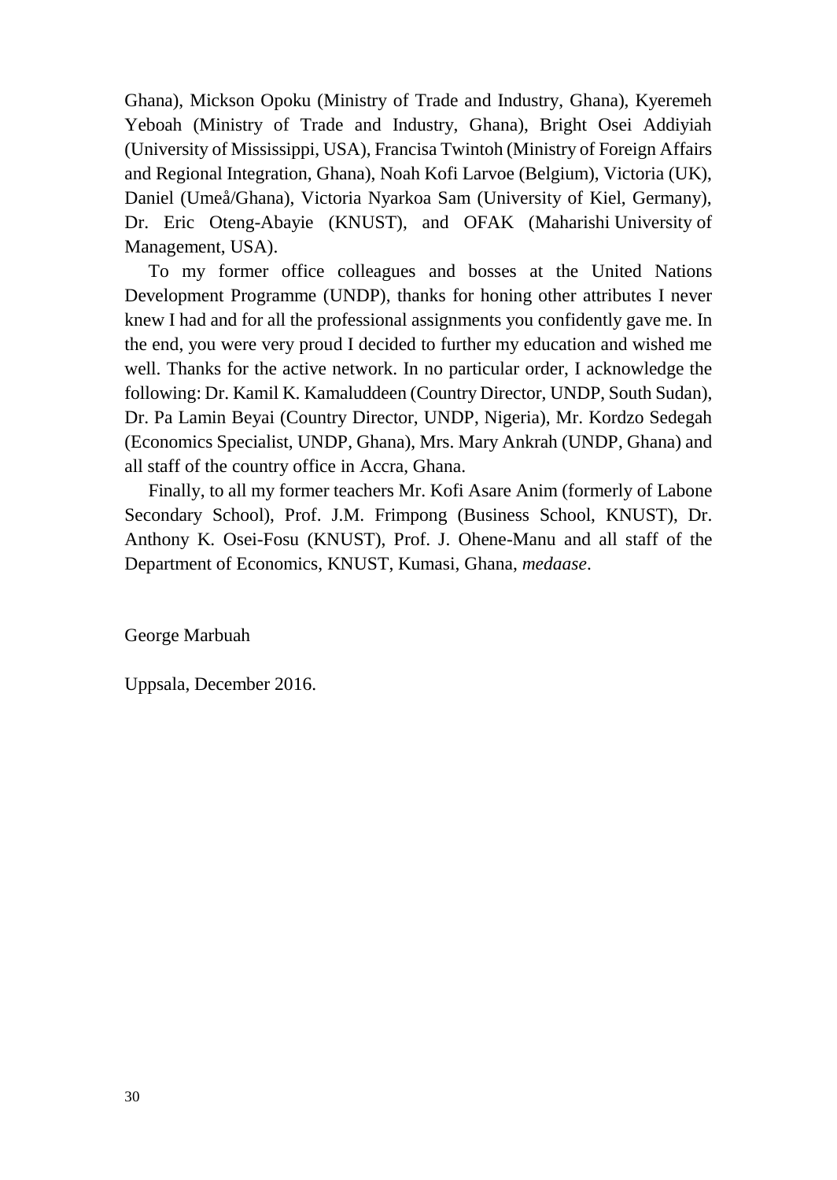Ghana), Mickson Opoku (Ministry of Trade and Industry, Ghana), Kyeremeh Yeboah (Ministry of Trade and Industry, Ghana), Bright Osei Addiyiah (University of Mississippi, USA), Francisa Twintoh (Ministry of Foreign Affairs and Regional Integration, Ghana), Noah Kofi Larvoe (Belgium), Victoria (UK), Daniel (Umeå/Ghana), Victoria Nyarkoa Sam (University of Kiel, Germany), Dr. Eric Oteng-Abayie (KNUST), and OFAK (Maharishi University of Management, USA).

To my former office colleagues and bosses at the United Nations Development Programme (UNDP), thanks for honing other attributes I never knew I had and for all the professional assignments you confidently gave me. In the end, you were very proud I decided to further my education and wished me well. Thanks for the active network. In no particular order, I acknowledge the following: Dr. Kamil K. Kamaluddeen (Country Director, UNDP, South Sudan), Dr. Pa Lamin Beyai (Country Director, UNDP, Nigeria), Mr. Kordzo Sedegah (Economics Specialist, UNDP, Ghana), Mrs. Mary Ankrah (UNDP, Ghana) and all staff of the country office in Accra, Ghana.

Finally, to all my former teachers Mr. Kofi Asare Anim (formerly of Labone Secondary School), Prof. J.M. Frimpong (Business School, KNUST), Dr. Anthony K. Osei-Fosu (KNUST), Prof. J. Ohene-Manu and all staff of the Department of Economics, KNUST, Kumasi, Ghana, *medaase*.

George Marbuah

Uppsala, December 2016.